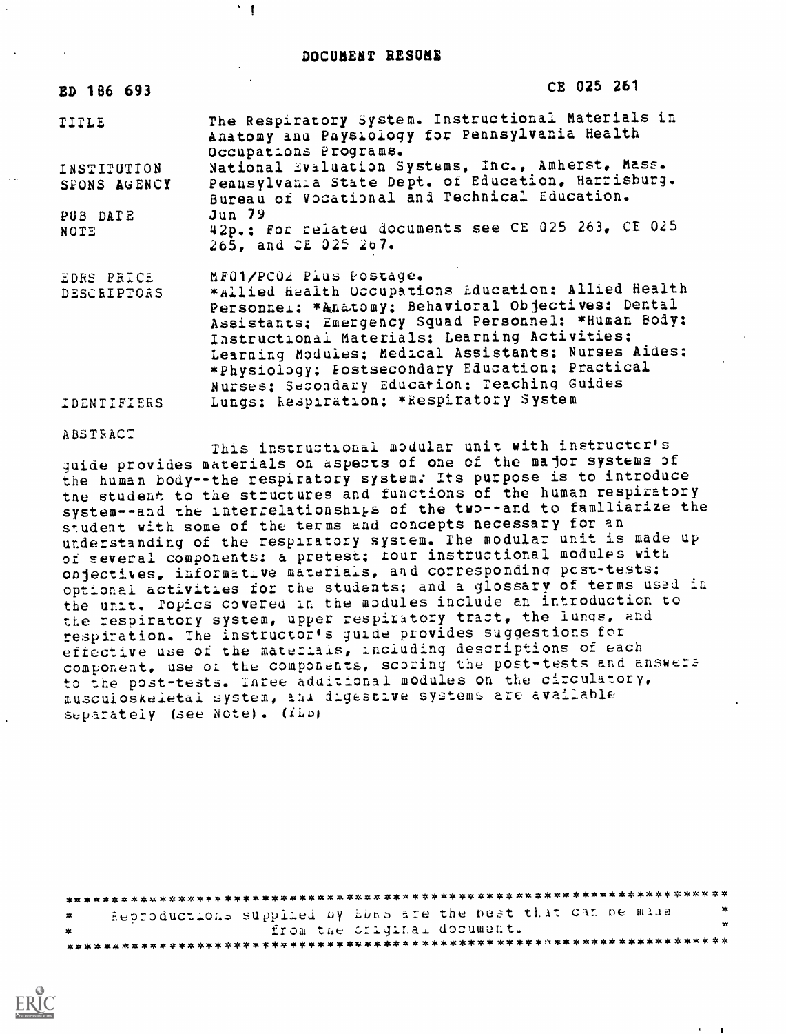# DOCUMENT RESUME

| | |
|---|---|
| ED 186 693 | CE 025 261 |
| TITLE | The Respiratory System. Instructional Materials in Anatomy and Physiology for Pennsylvania Health Occupations Programs. |
| INSTITUTION | National Evaluation Systems, Inc., Amherst, Mass. |
| SPONS AGENCY | Pennsylvania State Dept. of Education, Harrisburg. Bureau of Vocational and Technical Education. |
| PUB DATE | Jun 79 |
| NOTE | 42p.; For related documents see CE 025 263, CE 025 265, and CE 025 267. |
| EDRS PRICE | MF01/PC02 Plus Postage. |
| DESCRIPTORS | *Allied Health Occupations Education; Allied Health Personnel; *Anatomy; Behavioral Objectives; Dental Assistants; Emergency Squad Personnel; *Human Body; Instructional Materials; Learning Activities; Learning Modules; Medical Assistants; Nurses Aides; *Physiology; Postsecondary Education; Practical Nurses; Secondary Education; Teaching Guides |
| IDENTIFIERS | Lungs; Respiration; *Respiratory System |

ABSTRACT

This instructional modular unit with instructor's guide provides materials on aspects of one of the major systems of the human body--the respiratory system. Its purpose is to introduce the student to the structures and functions of the human respiratory system--and the interrelationships of the two--and to familiarize the student with some of the terms and concepts necessary for an understanding of the respiratory system. The modular unit is made up of several components: a pretest; four instructional modules with objectives, informative materials, and corresponding post-tests; optional activities for the students; and a glossary of terms used in the unit. Topics covered in the modules include an introduction to the respiratory system, upper respiratory tract, the lungs, and respiration. The instructor's guide provides suggestions for effective use of the materials, including descriptions of each component, use of the components, scoring the post-tests and answers to the post-tests. Three additional modules on the circulatory, musculoskeletal system, and digestive systems are available separately (see Note). (LRA)

***********************************************************************
* Reproductions supplied by EDRS are the best that can be made *
* from the original document. *
***********************************************************************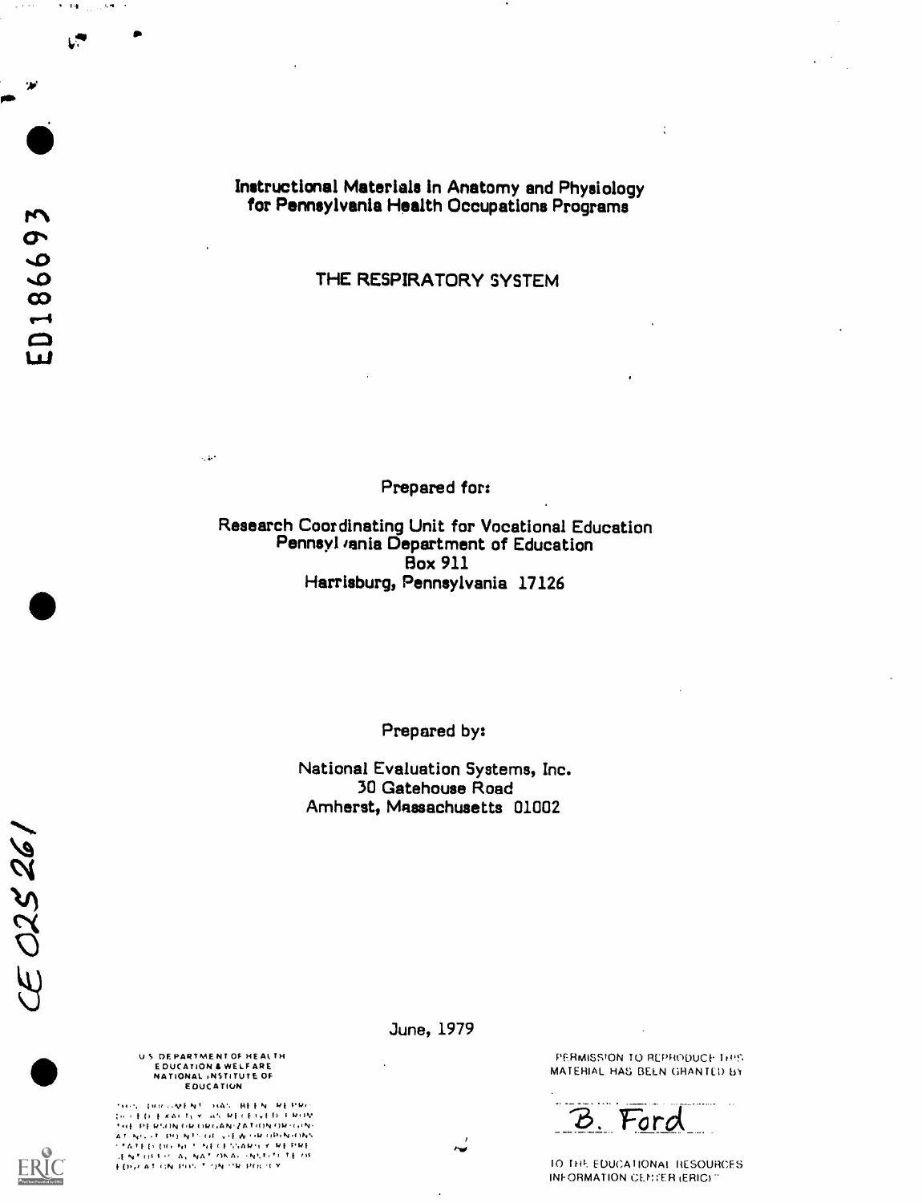ED186693

# Instructional Materials in Anatomy and Physiology for Pennsylvania Health Occupations Programs

## THE RESPIRATORY SYSTEM

Prepared for:

Research Coordinating Unit for Vocational Education
Pennsylvania Department of Education
Box 911
Harrisburg, Pennsylvania 17126

Prepared by:

National Evaluation Systems, Inc.
30 Gatehouse Road
Amherst, Massachusetts 01002

CE 025 261

June, 1979

U.S. DEPARTMENT OF HEALTH
EDUCATION & WELFARE
NATIONAL INSTITUTE OF
EDUCATION

THIS DOCUMENT HAS BEEN REPRODUCED EXACTLY AS RECEIVED FROM THE PERSON OR ORGANIZATION ORIGINATING IT. POINTS OF VIEW OR OPINIONS STATED DO NOT NECESSARILY REPRESENT OFFICIAL NATIONAL INSTITUTE OF EDUCATION POSITION OR POLICY

PERMISSION TO REPRODUCE THIS MATERIAL HAS BEEN GRANTED BY

B. Ford

TO THE EDUCATIONAL RESOURCES INFORMATION CENTER (ERIC)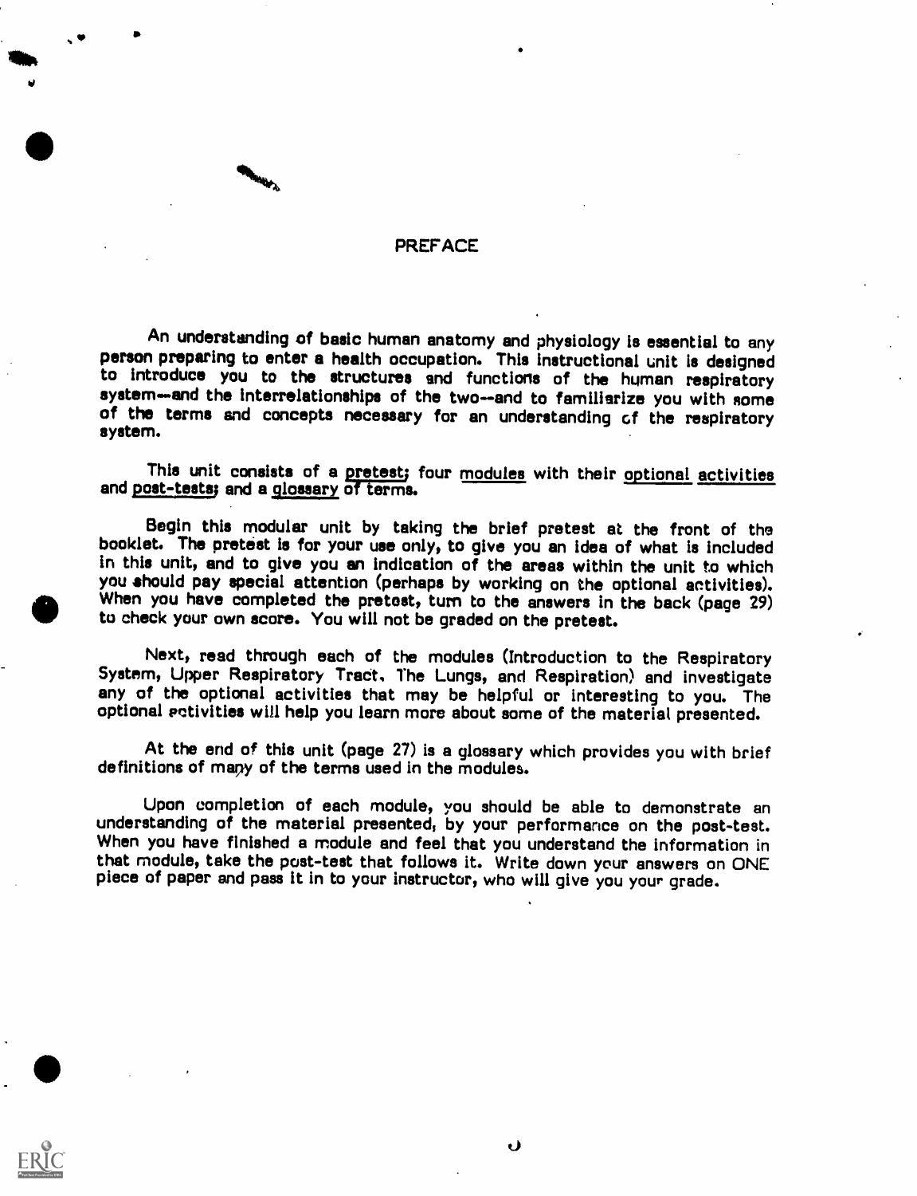# PREFACE

An understanding of basic human anatomy and physiology is essential to any person preparing to enter a health occupation. This instructional unit is designed to introduce you to the structures and functions of the human respiratory system--and the interrelationships of the two--and to familiarize you with some of the terms and concepts necessary for an understanding of the respiratory system.

This unit consists of a pretest; four modules with their optional activities and post-tests; and a glossary of terms.

Begin this modular unit by taking the brief pretest at the front of the booklet. The pretest is for your use only, to give you an idea of what is included in this unit, and to give you an indication of the areas within the unit to which you should pay special attention (perhaps by working on the optional activities). When you have completed the pretest, turn to the answers in the back (page 29) to check your own score. You will not be graded on the pretest.

Next, read through each of the modules (Introduction to the Respiratory System, Upper Respiratory Tract, The Lungs, and Respiration) and investigate any of the optional activities that may be helpful or interesting to you. The optional activities will help you learn more about some of the material presented.

At the end of this unit (page 27) is a glossary which provides you with brief definitions of many of the terms used in the modules.

Upon completion of each module, you should be able to demonstrate an understanding of the material presented, by your performance on the post-test. When you have finished a module and feel that you understand the information in that module, take the post-test that follows it. Write down your answers on ONE piece of paper and pass it in to your instructor, who will give you your grade.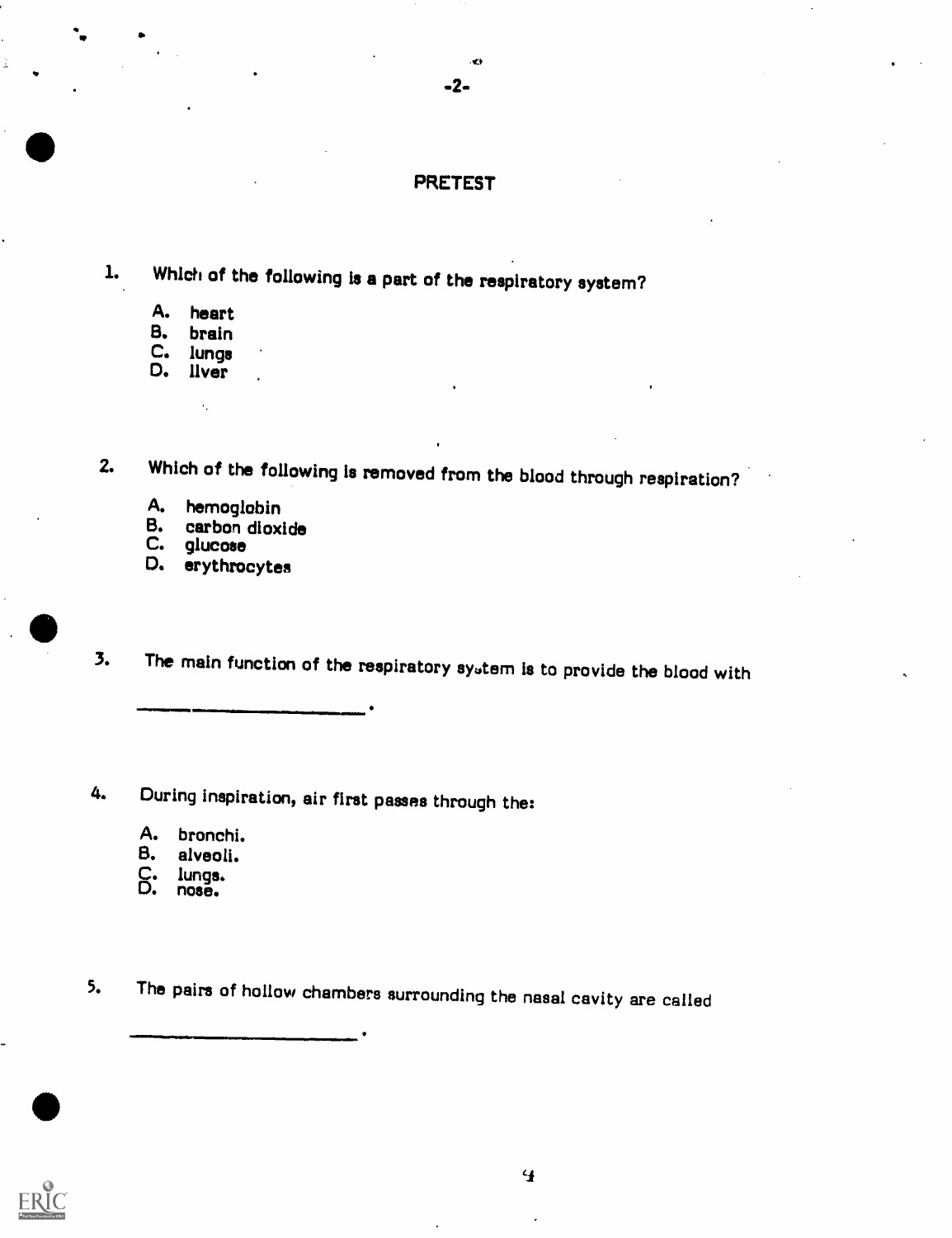## PRETEST

1. Which of the following is a part of the respiratory system?

   A. heart
   B. brain
   C. lungs
   D. liver

2. Which of the following is removed from the blood through respiration?

   A. hemoglobin
   B. carbon dioxide
   C. glucose
   D. erythrocytes

3. The main function of the respiratory system is to provide the blood with

   ____________________.

4. During inspiration, air first passes through the:

   A. bronchi.
   B. alveoli.
   C. lungs.
   D. nose.

5. The pairs of hollow chambers surrounding the nasal cavity are called

   ____________________.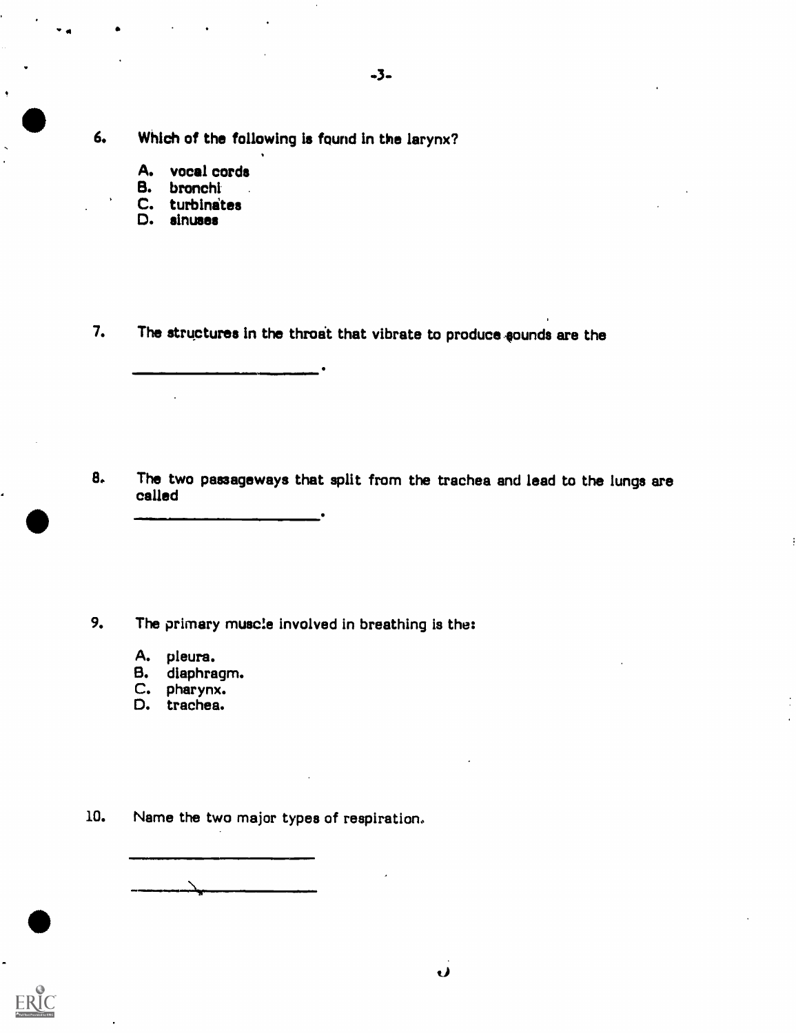6. Which of the following is found in the larynx?

   A. vocal cords
   B. bronchi
   C. turbinates
   D. sinuses

7. The structures in the throat that vibrate to produce sounds are the

   ______________________.

8. The two passageways that split from the trachea and lead to the lungs are called

   ______________________.

9. The primary muscle involved in breathing is the:

   A. pleura.
   B. diaphragm.
   C. pharynx.
   D. trachea.

10. Name the two major types of respiration.

    ______________________

    ______________________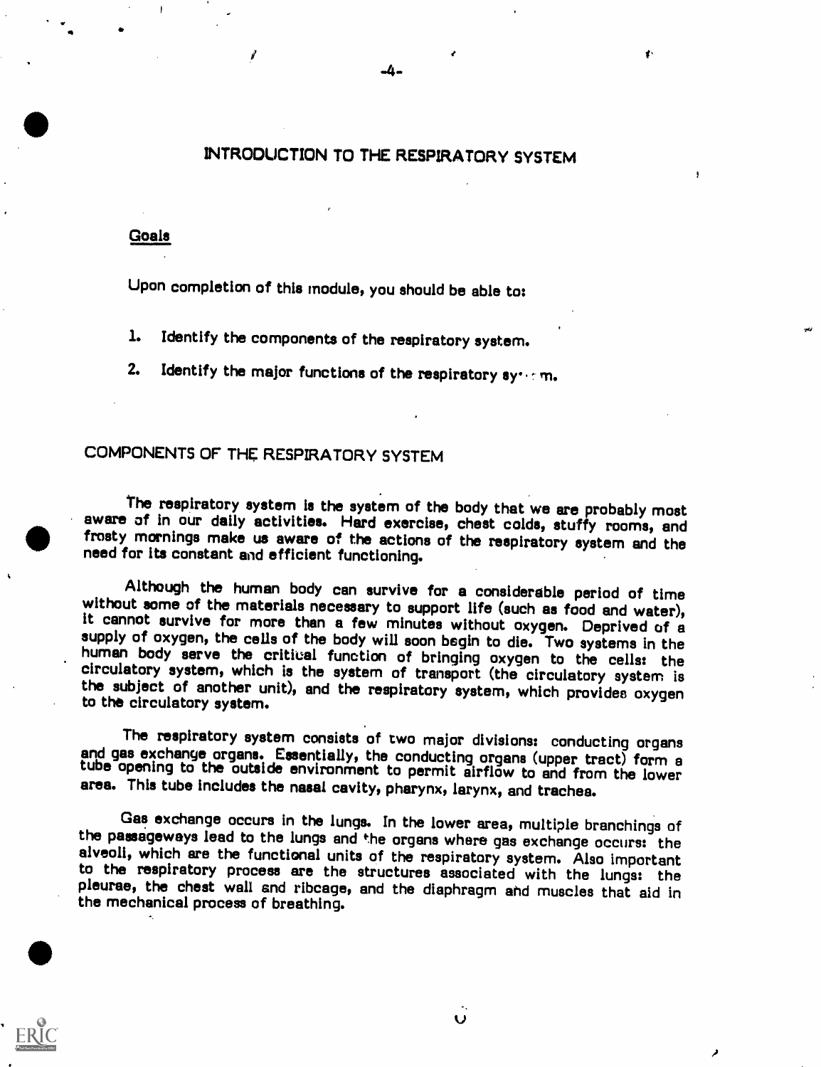# INTRODUCTION TO THE RESPIRATORY SYSTEM

## Goals

Upon completion of this module, you should be able to:

1. Identify the components of the respiratory system.
2. Identify the major functions of the respiratory system.

## COMPONENTS OF THE RESPIRATORY SYSTEM

The respiratory system is the system of the body that we are probably most aware of in our daily activities. Hard exercise, chest colds, stuffy rooms, and frosty mornings make us aware of the actions of the respiratory system and the need for its constant and efficient functioning.

Although the human body can survive for a considerable period of time without some of the materials necessary to support life (such as food and water), it cannot survive for more than a few minutes without oxygen. Deprived of a supply of oxygen, the cells of the body will soon begin to die. Two systems in the human body serve the critical function of bringing oxygen to the cells: the circulatory system, which is the system of transport (the circulatory system is the subject of another unit), and the respiratory system, which provides oxygen to the circulatory system.

The respiratory system consists of two major divisions: conducting organs and gas exchange organs. Essentially, the conducting organs (upper tract) form a tube opening to the outside environment to permit airflow to and from the lower area. This tube includes the nasal cavity, pharynx, larynx, and trachea.

Gas exchange occurs in the lungs. In the lower area, multiple branchings of the passageways lead to the lungs and the organs where gas exchange occurs: the alveoli, which are the functional units of the respiratory system. Also important to the respiratory process are the structures associated with the lungs: the pleurae, the chest wall and ribcage, and the diaphragm and muscles that aid in the mechanical process of breathing.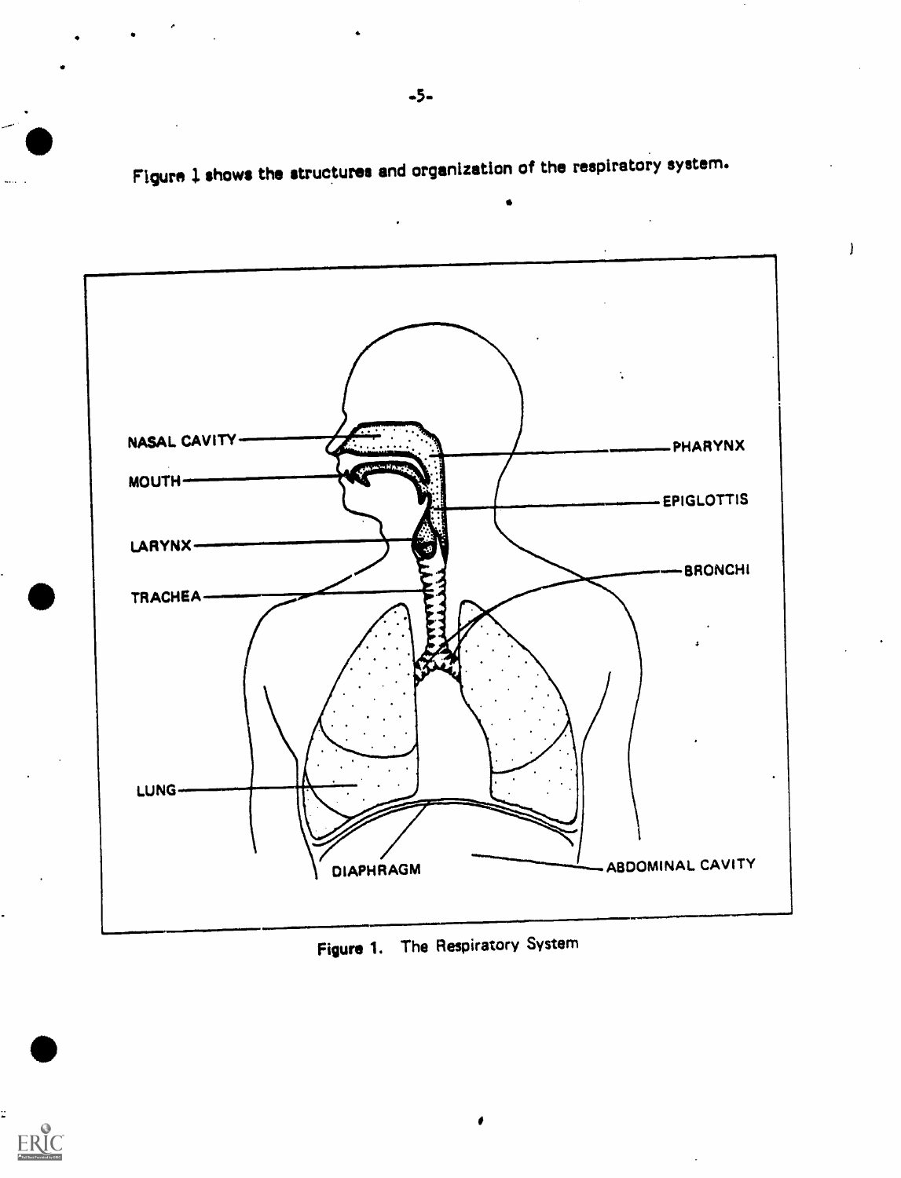Figure 1 shows the structures and organization of the respiratory system.

NASAL CAVITY

MOUTH

LARYNX

TRACHEA

LUNG

PHARYNX

EPIGLOTTIS

BRONCHI

DIAPHRAGM

ABDOMINAL CAVITY

Figure 1. The Respiratory System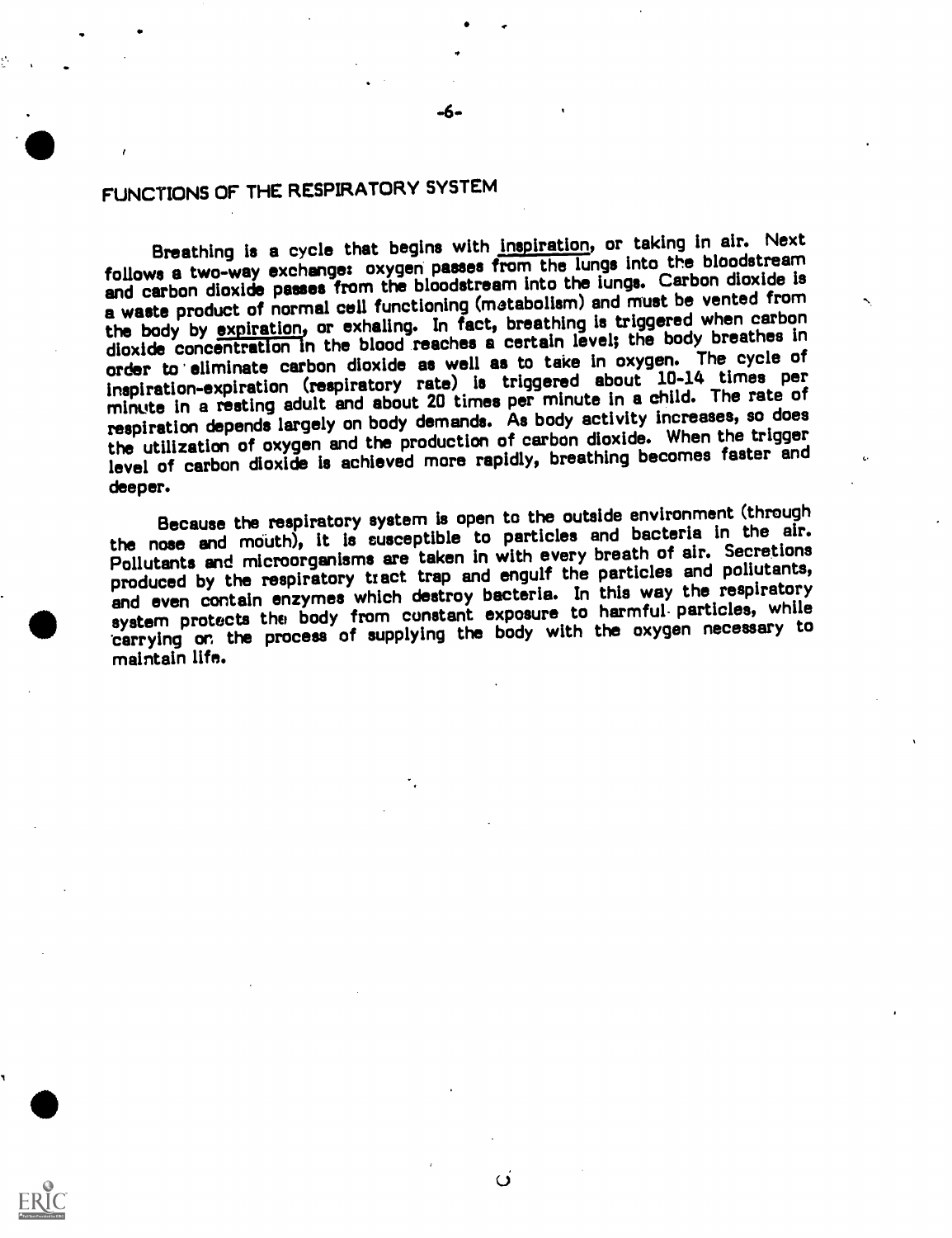## FUNCTIONS OF THE RESPIRATORY SYSTEM

Breathing is a cycle that begins with inspiration, or taking in air. Next follows a two-way exchange: oxygen passes from the lungs into the bloodstream and carbon dioxide passes from the bloodstream into the lungs. Carbon dioxide is a waste product of normal cell functioning (metabolism) and must be vented from the body by expiration, or exhaling. In fact, breathing is triggered when carbon dioxide concentration in the blood reaches a certain level; the body breathes in order to eliminate carbon dioxide as well as to take in oxygen. The cycle of inspiration-expiration (respiratory rate) is triggered about 10-14 times per minute in a resting adult and about 20 times per minute in a child. The rate of respiration depends largely on body demands. As body activity increases, so does the utilization of oxygen and the production of carbon dioxide. When the trigger level of carbon dioxide is achieved more rapidly, breathing becomes faster and deeper.

Because the respiratory system is open to the outside environment (through the nose and mouth), it is susceptible to particles and bacteria in the air. Pollutants and microorganisms are taken in with every breath of air. Secretions produced by the respiratory tract trap and engulf the particles and pollutants, and even contain enzymes which destroy bacteria. In this way the respiratory system protects the body from constant exposure to harmful particles, while carrying on the process of supplying the body with the oxygen necessary to maintain life.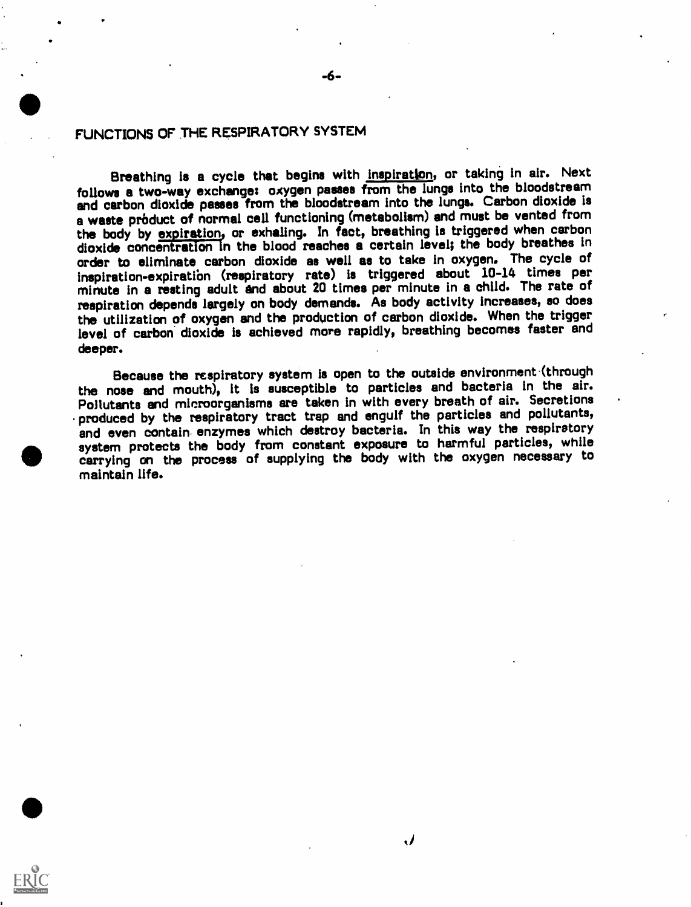## FUNCTIONS OF THE RESPIRATORY SYSTEM

Breathing is a cycle that begins with <u>inspiration</u>, or taking in air. Next follows a two-way exchange: oxygen passes from the lungs into the bloodstream and carbon dioxide passes from the bloodstream into the lungs. Carbon dioxide is a waste product of normal cell functioning (metabolism) and must be vented from the body by <u>expiration</u>, or exhaling. In fact, breathing is triggered when carbon dioxide concentration in the blood reaches a certain level; the body breathes in order to eliminate carbon dioxide as well as to take in oxygen. The cycle of inspiration-expiration (respiratory rate) is triggered about 10-14 times per minute in a resting adult and about 20 times per minute in a child. The rate of respiration depends largely on body demands. As body activity increases, so does the utilization of oxygen and the production of carbon dioxide. When the trigger level of carbon dioxide is achieved more rapidly, breathing becomes faster and deeper.

Because the respiratory system is open to the outside environment (through the nose and mouth), it is susceptible to particles and bacteria in the air. Pollutants and microorganisms are taken in with every breath of air. Secretions produced by the respiratory tract trap and engulf the particles and pollutants, and even contain enzymes which destroy bacteria. In this way the respiratory system protects the body from constant exposure to harmful particles, while carrying on the process of supplying the body with the oxygen necessary to maintain life.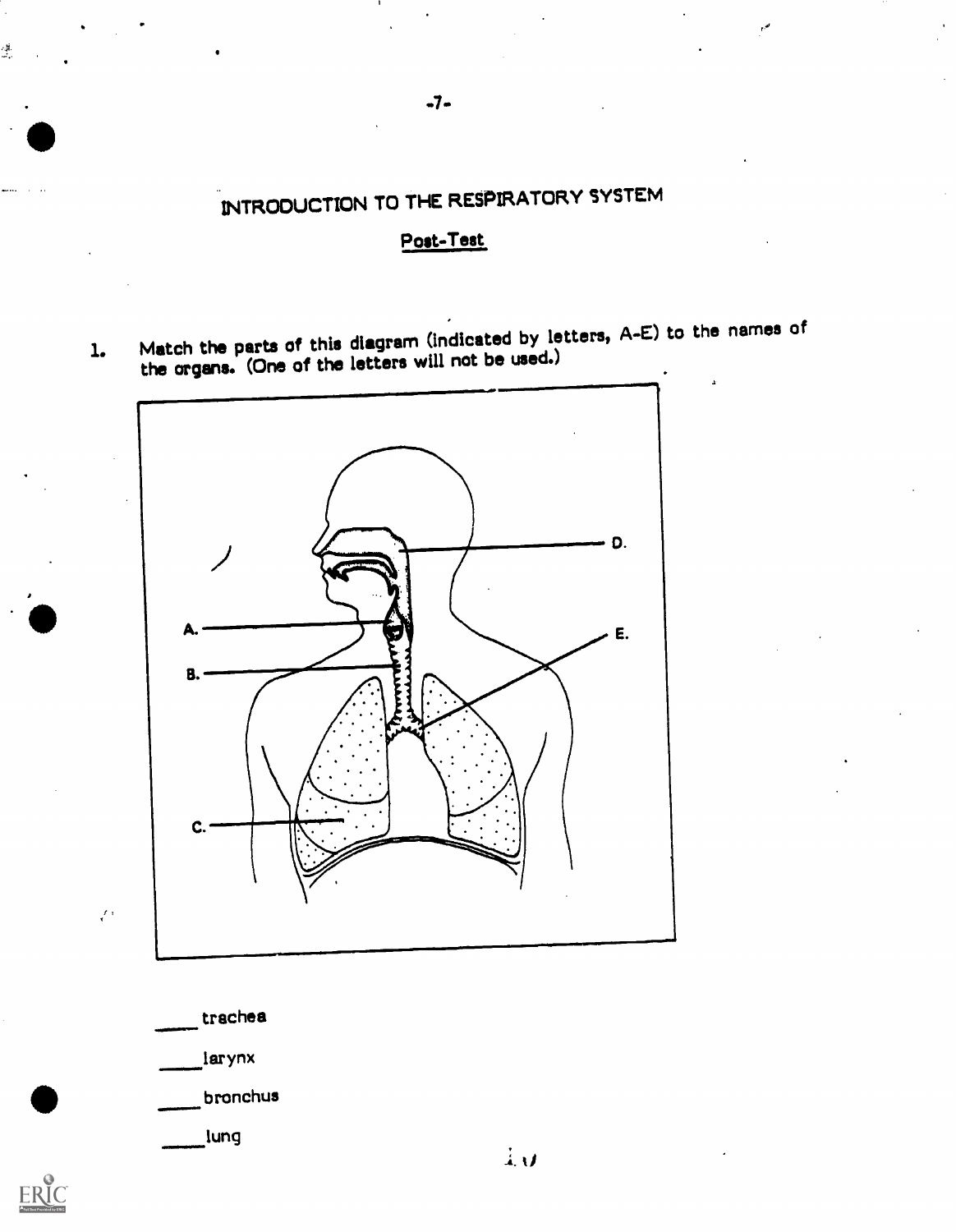# INTRODUCTION TO THE RESPIRATORY SYSTEM

## Post-Test

1. Match the parts of this diagram (indicated by letters, A-E) to the names of the organs. (One of the letters will not be used.)

A.

B.

C.

D.

E.

____ trachea

____ larynx

____ bronchus

____ lung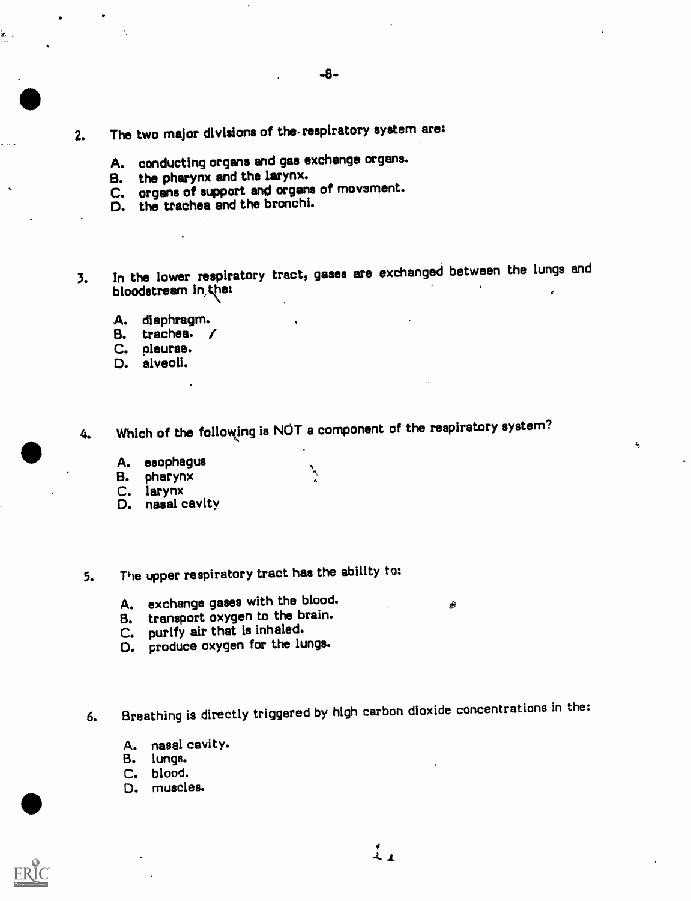2. The two major divisions of the respiratory system are:

   A. conducting organs and gas exchange organs.
   B. the pharynx and the larynx.
   C. organs of support and organs of movement.
   D. the trachea and the bronchi.

3. In the lower respiratory tract, gases are exchanged between the lungs and bloodstream in the:

   A. diaphragm.
   B. trachea.
   C. pleurae.
   D. alveoli.

4. Which of the following is NOT a component of the respiratory system?

   A. esophagus
   B. pharynx
   C. larynx
   D. nasal cavity

5. The upper respiratory tract has the ability to:

   A. exchange gases with the blood.
   B. transport oxygen to the brain.
   C. purify air that is inhaled.
   D. produce oxygen for the lungs.

6. Breathing is directly triggered by high carbon dioxide concentrations in the:

   A. nasal cavity.
   B. lungs.
   C. blood.
   D. muscles.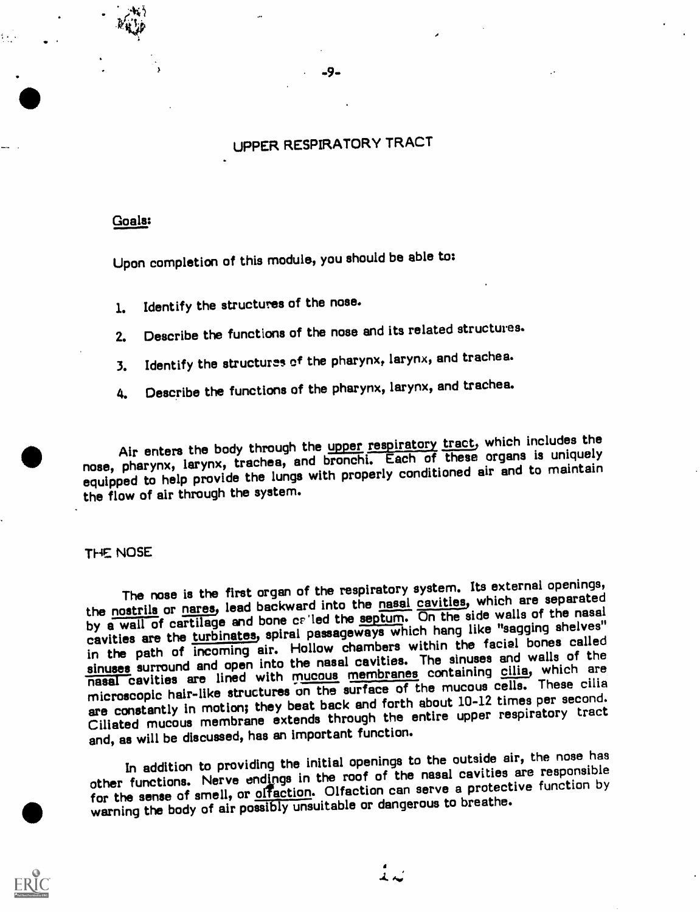# UPPER RESPIRATORY TRACT

## Goals:

Upon completion of this module, you should be able to:

1. Identify the structures of the nose.
2. Describe the functions of the nose and its related structures.
3. Identify the structures of the pharynx, larynx, and trachea.
4. Describe the functions of the pharynx, larynx, and trachea.

Air enters the body through the upper respiratory tract, which includes the nose, pharynx, larynx, trachea, and bronchi. Each of these organs is uniquely equipped to help provide the lungs with properly conditioned air and to maintain the flow of air through the system.

## THE NOSE

The nose is the first organ of the respiratory system. Its external openings, the nostrils or nares, lead backward into the nasal cavities, which are separated by a wall of cartilage and bone called the septum. On the side walls of the nasal cavities are the turbinates, spiral passageways which hang like "sagging shelves" in the path of incoming air. Hollow chambers within the facial bones called sinuses surround and open into the nasal cavities. The sinuses and walls of the nasal cavities are lined with mucous membranes containing cilia, which are microscopic hair-like structures on the surface of the mucous cells. These cilia are constantly in motion; they beat back and forth about 10-12 times per second. Ciliated mucous membrane extends through the entire upper respiratory tract and, as will be discussed, has an important function.

In addition to providing the initial openings to the outside air, the nose has other functions. Nerve endings in the roof of the nasal cavities are responsible for the sense of smell, or olfaction. Olfaction can serve a protective function by warning the body of air possibly unsuitable or dangerous to breathe.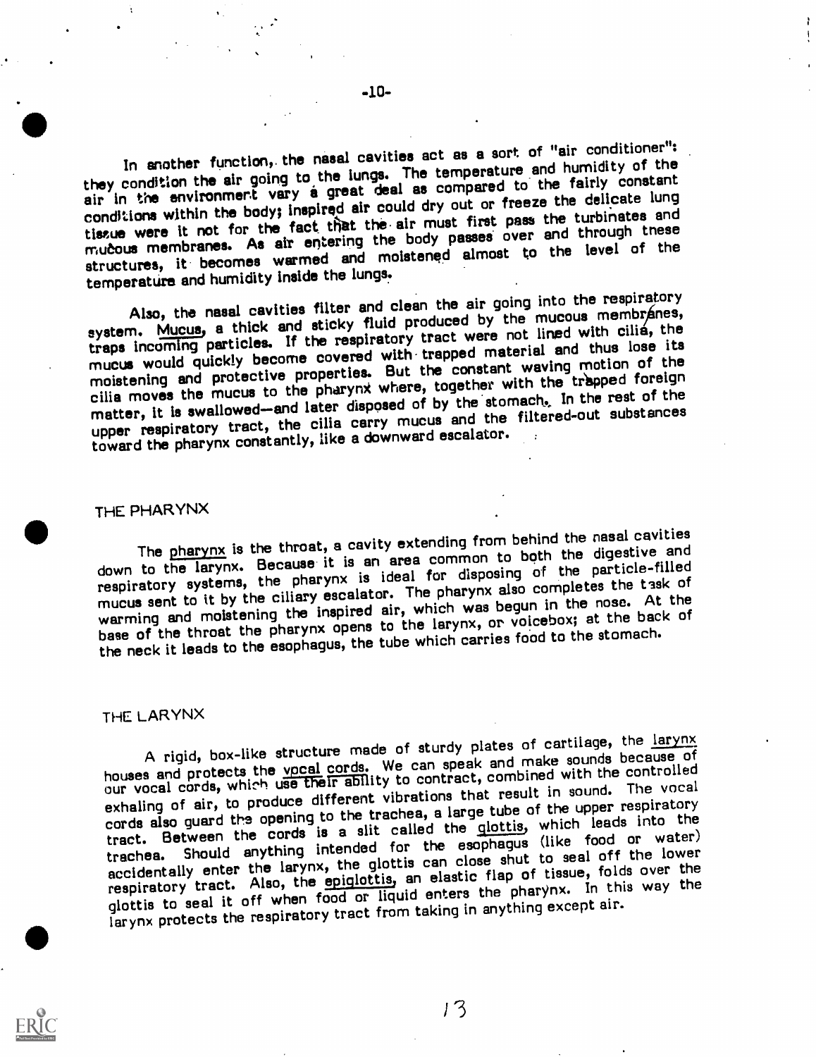In another function, the nasal cavities act as a sort of "air conditioner": they condition the air going to the lungs. The temperature and humidity of the air in the environment vary a great deal as compared to the fairly constant conditions within the body; inspired air could dry out or freeze the delicate lung tissue were it not for the fact that the air must first pass the turbinates and mucous membranes. As air entering the body passes over and through these structures, it becomes warmed and moistened almost to the level of the temperature and humidity inside the lungs.

Also, the nasal cavities filter and clean the air going into the respiratory system. Mucus, a thick and sticky fluid produced by the mucous membranes, traps incoming particles. If the respiratory tract were not lined with cilia, the mucus would quickly become covered with trapped material and thus lose its moistening and protective properties. But the constant waving motion of the cilia moves the mucus to the pharynx where, together with the trapped foreign matter, it is swallowed—and later disposed of by the stomach. In the rest of the upper respiratory tract, the cilia carry mucus and the filtered-out substances toward the pharynx constantly, like a downward escalator.

## THE PHARYNX

The pharynx is the throat, a cavity extending from behind the nasal cavities down to the larynx. Because it is an area common to both the digestive and respiratory systems, the pharynx is ideal for disposing of the particle-filled mucus sent to it by the ciliary escalator. The pharynx also completes the task of warming and moistening the inspired air, which was begun in the nose. At the base of the throat the pharynx opens to the larynx, or voicebox; at the back of the neck it leads to the esophagus, the tube which carries food to the stomach.

## THE LARYNX

A rigid, box-like structure made of sturdy plates of cartilage, the larynx houses and protects the vocal cords. We can speak and make sounds because of our vocal cords, which use their ability to contract, combined with the controlled exhaling of air, to produce different vibrations that result in sound. The vocal cords also guard the opening to the trachea, a large tube of the upper respiratory tract. Between the cords is a slit called the glottis, which leads into the trachea. Should anything intended for the esophagus (like food or water) accidentally enter the larynx, the glottis can close shut to seal off the lower respiratory tract. Also, the epiglottis, an elastic flap of tissue, folds over the glottis to seal it off when food or liquid enters the pharynx. In this way the larynx protects the respiratory tract from taking in anything except air.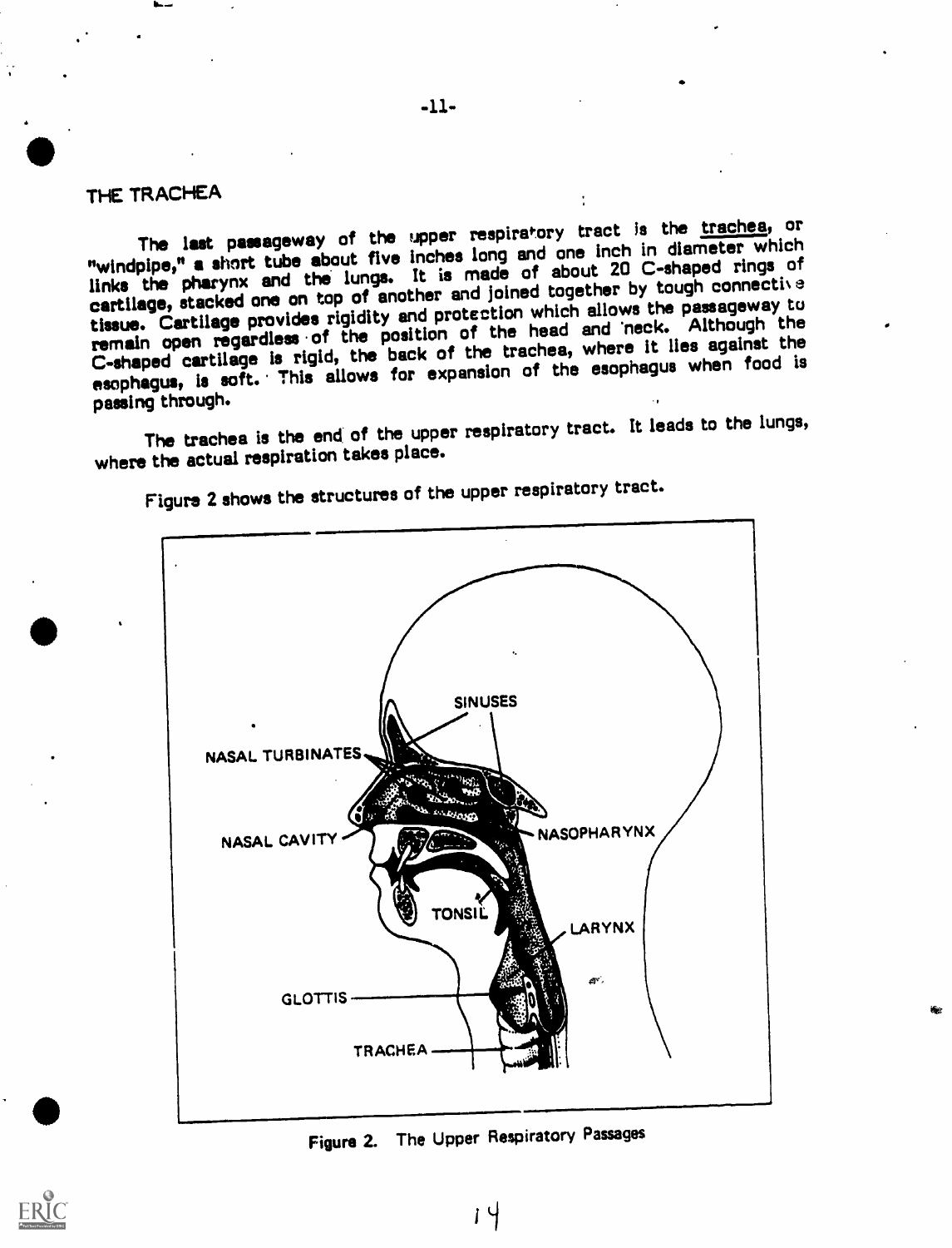## THE TRACHEA

The last passageway of the upper respiratory tract is the trachea, or "windpipe," a short tube about five inches long and one inch in diameter which links the pharynx and the lungs. It is made of about 20 C-shaped rings of cartilage, stacked one on top of another and joined together by tough connective tissue. Cartilage provides rigidity and protection which allows the passageway to remain open regardless of the position of the head and neck. Although the C-shaped cartilage is rigid, the back of the trachea, where it lies against the esophagus, is soft. This allows for expansion of the esophagus when food is passing through.

The trachea is the end of the upper respiratory tract. It leads to the lungs, where the actual respiration takes place.

Figure 2 shows the structures of the upper respiratory tract.

SINUSES

NASAL TURBINATES

NASAL CAVITY

NASOPHARYNX

TONSIL

LARYNX

GLOTTIS

TRACHEA

Figure 2. The Upper Respiratory Passages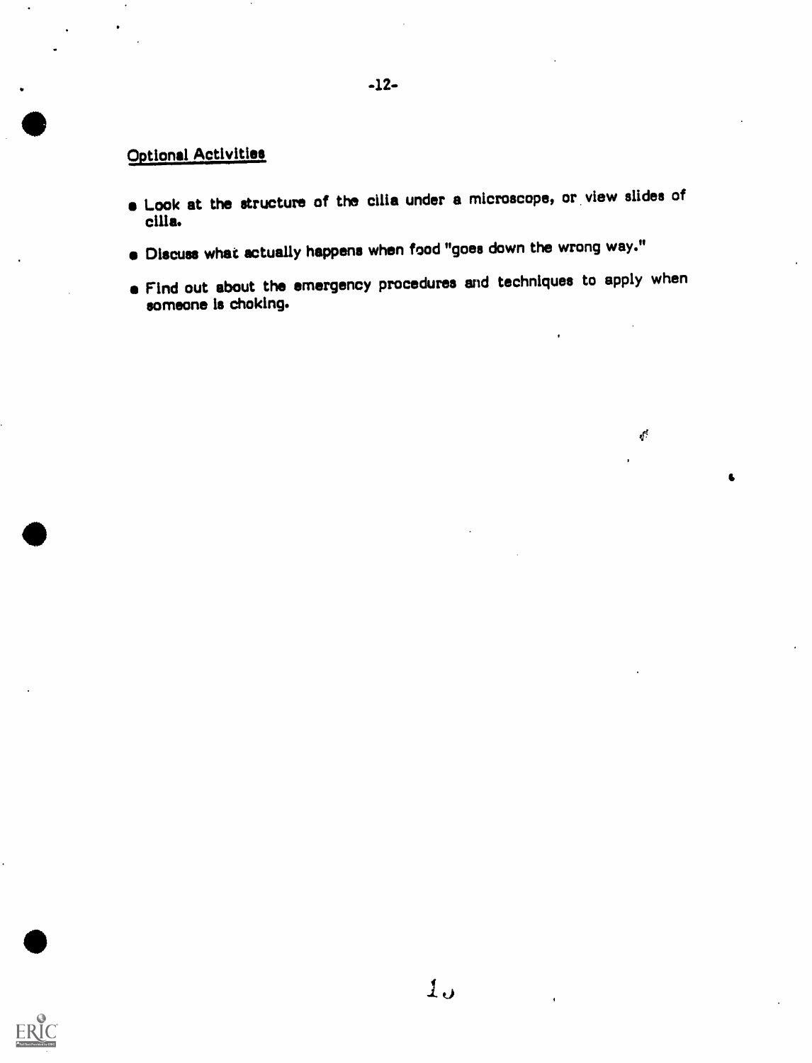## Optional Activities

- Look at the structure of the cilia under a microscope, or view slides of cilia.
- Discuss what actually happens when food "goes down the wrong way."
- Find out about the emergency procedures and techniques to apply when someone is choking.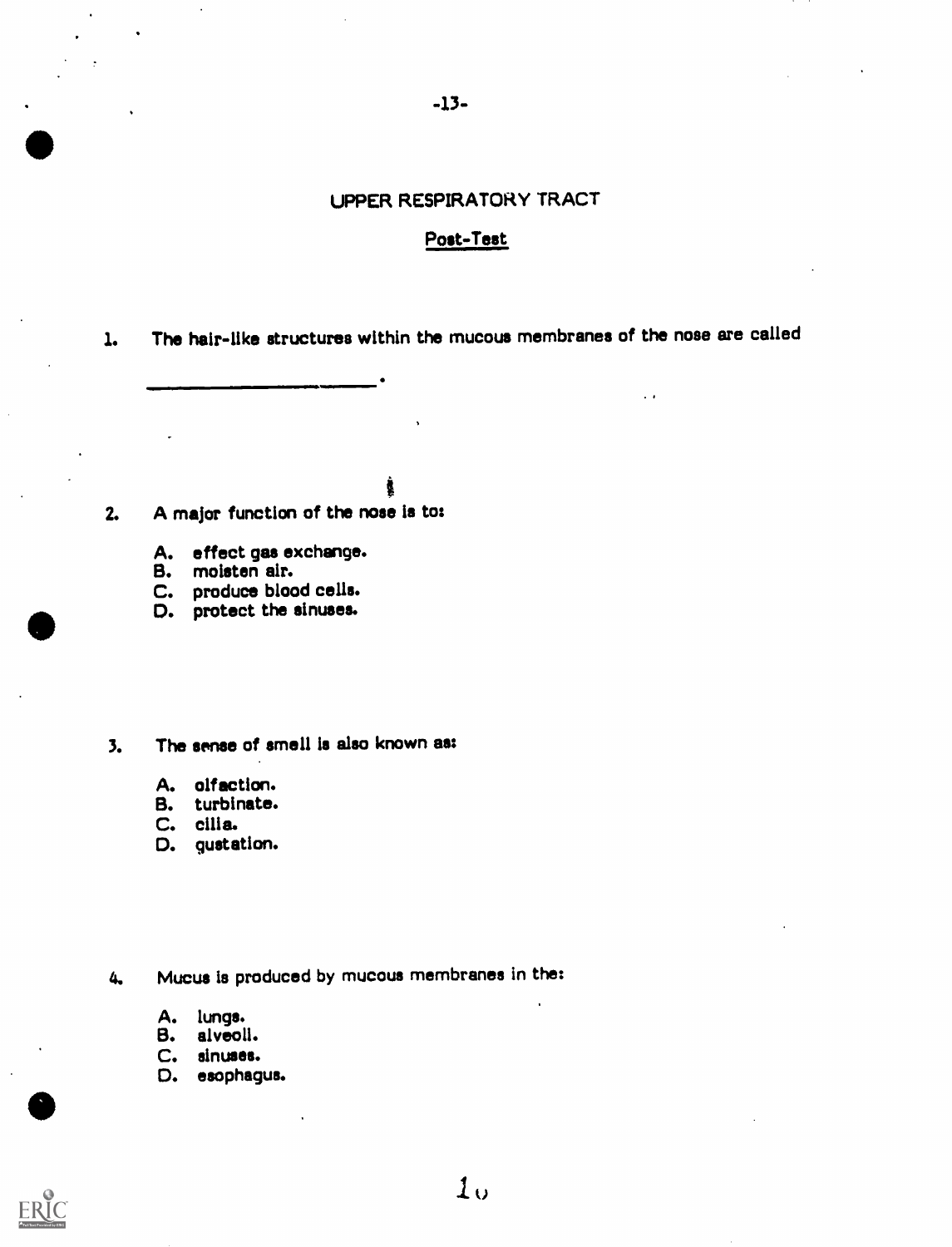## UPPER RESPIRATORY TRACT

### Post-Test

1. The hair-like structures within the mucous membranes of the nose are called ______________________.

2. A major function of the nose is to:

   A. effect gas exchange.
   B. moisten air.
   C. produce blood cells.
   D. protect the sinuses.

3. The sense of smell is also known as:

   A. olfaction.
   B. turbinate.
   C. cilia.
   D. gustation.

4. Mucus is produced by mucous membranes in the:

   A. lungs.
   B. alveoli.
   C. sinuses.
   D. esophagus.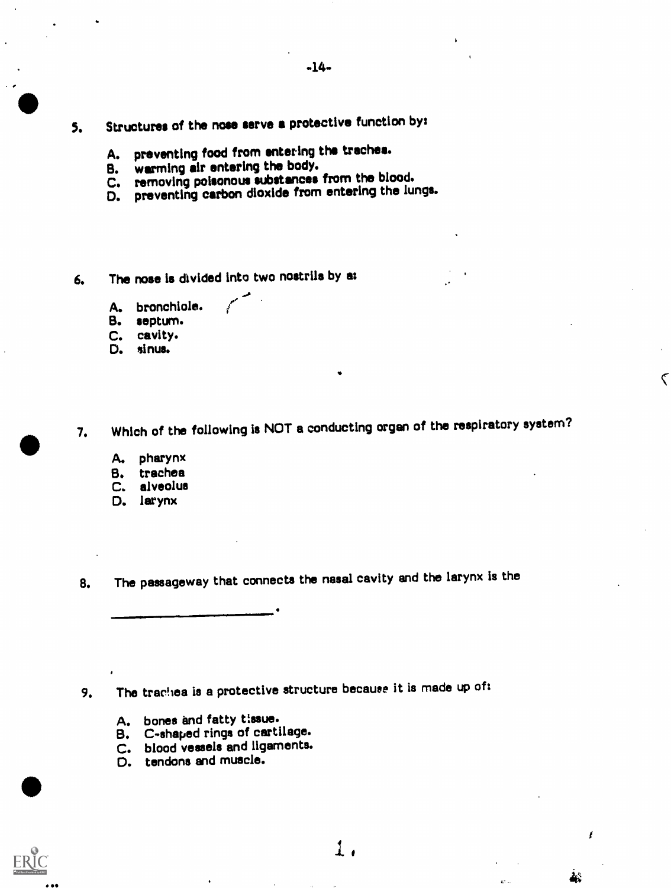5. Structures of the nose serve a protective function by:

   A. preventing food from entering the trachea.
   B. warming air entering the body.
   C. removing poisonous substances from the blood.
   D. preventing carbon dioxide from entering the lungs.

6. The nose is divided into two nostrils by a:

   A. bronchiole.
   B. septum.
   C. cavity.
   D. sinus.

7. Which of the following is NOT a conducting organ of the respiratory system?

   A. pharynx
   B. trachea
   C. alveolus
   D. larynx

8. The passageway that connects the nasal cavity and the larynx is the

   ______________________.

9. The trachea is a protective structure because it is made up of:

   A. bones and fatty tissue.
   B. C-shaped rings of cartilage.
   C. blood vessels and ligaments.
   D. tendons and muscle.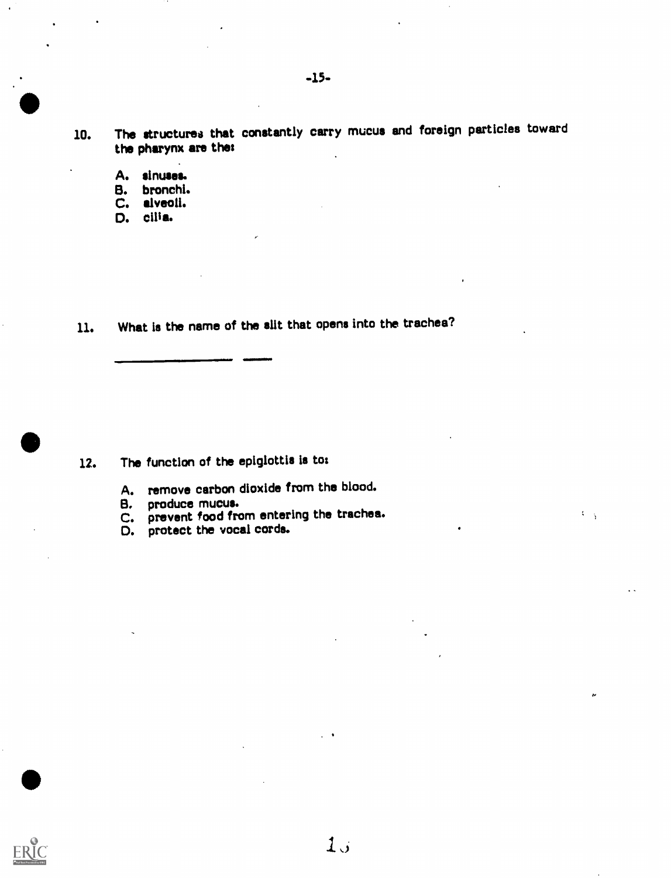10. The structures that constantly carry mucus and foreign particles toward the pharynx are the:

    A. sinuses.
    B. bronchi.
    C. alveoli.
    D. cilia.

11. What is the name of the slit that opens into the trachea?

    ___________________ _____

12. The function of the epiglottis is to:

    A. remove carbon dioxide from the blood.
    B. produce mucus.
    C. prevent food from entering the trachea.
    D. protect the vocal cords.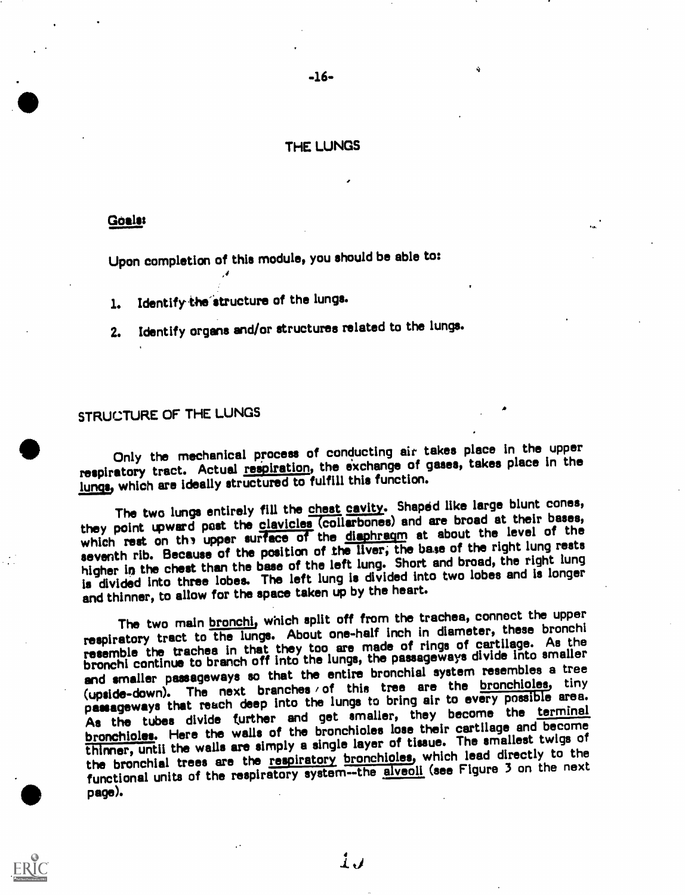# THE LUNGS

**Goals:**

Upon completion of this module, you should be able to:

1. Identify the structure of the lungs.
2. Identify organs and/or structures related to the lungs.

## STRUCTURE OF THE LUNGS

Only the mechanical process of conducting air takes place in the upper respiratory tract. Actual respiration, the exchange of gases, takes place in the lungs, which are ideally structured to fulfill this function.

The two lungs entirely fill the chest cavity. Shaped like large blunt cones, they point upward past the clavicles (collarbones) and are broad at their bases, which rest on the upper surface of the diaphragm at about the level of the seventh rib. Because of the position of the liver, the base of the right lung rests higher in the chest than the base of the left lung. Short and broad, the right lung is divided into three lobes. The left lung is divided into two lobes and is longer and thinner, to allow for the space taken up by the heart.

The two main bronchi, which split off from the trachea, connect the upper respiratory tract to the lungs. About one-half inch in diameter, these bronchi resemble the trachea in that they too are made of rings of cartilage. As the bronchi continue to branch off into the lungs, the passageways divide into smaller and smaller passageways so that the entire bronchial system resembles a tree (upside-down). The next branches of this tree are the bronchioles, tiny passageways that reach deep into the lungs to bring air to every possible area. As the tubes divide further and get smaller, they become the terminal bronchioles. Here the walls of the bronchioles lose their cartilage and become thinner, until the walls are simply a single layer of tissue. The smallest twigs of the bronchial trees are the respiratory bronchioles, which lead directly to the functional units of the respiratory system--the alveoli (see Figure 3 on the next page).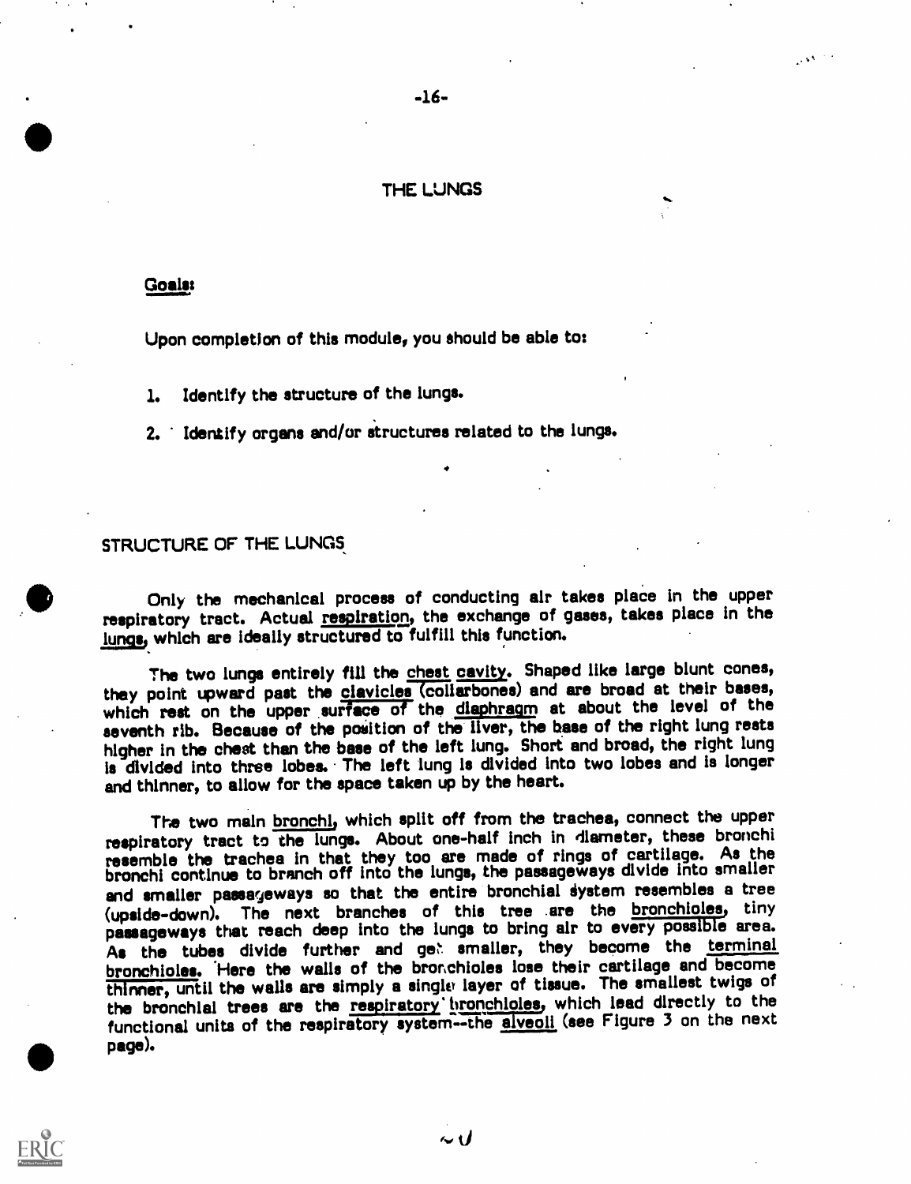# THE LUNGS

**Goals:**

Upon completion of this module, you should be able to:

1. Identify the structure of the lungs.
2. Identify organs and/or structures related to the lungs.

## STRUCTURE OF THE LUNGS

Only the mechanical process of conducting air takes place in the upper respiratory tract. Actual respiration, the exchange of gases, takes place in the lungs, which are ideally structured to fulfill this function.

The two lungs entirely fill the chest cavity. Shaped like large blunt cones, they point upward past the clavicles (collarbones) and are broad at their bases, which rest on the upper surface of the diaphragm at about the level of the seventh rib. Because of the position of the liver, the base of the right lung rests higher in the chest than the base of the left lung. Short and broad, the right lung is divided into three lobes. The left lung is divided into two lobes and is longer and thinner, to allow for the space taken up by the heart.

The two main bronchi, which split off from the trachea, connect the upper respiratory tract to the lungs. About one-half inch in diameter, these bronchi resemble the trachea in that they too are made of rings of cartilage. As the bronchi continue to branch off into the lungs, the passageways divide into smaller and smaller passageways so that the entire bronchial system resembles a tree (upside-down). The next branches of this tree are the bronchioles, tiny passageways that reach deep into the lungs to bring air to every possible area. As the tubes divide further and get smaller, they become the terminal bronchioles. Here the walls of the bronchioles lose their cartilage and become thinner, until the walls are simply a single layer of tissue. The smallest twigs of the bronchial trees are the respiratory bronchioles, which lead directly to the functional units of the respiratory system--the alveoli (see Figure 3 on the next page).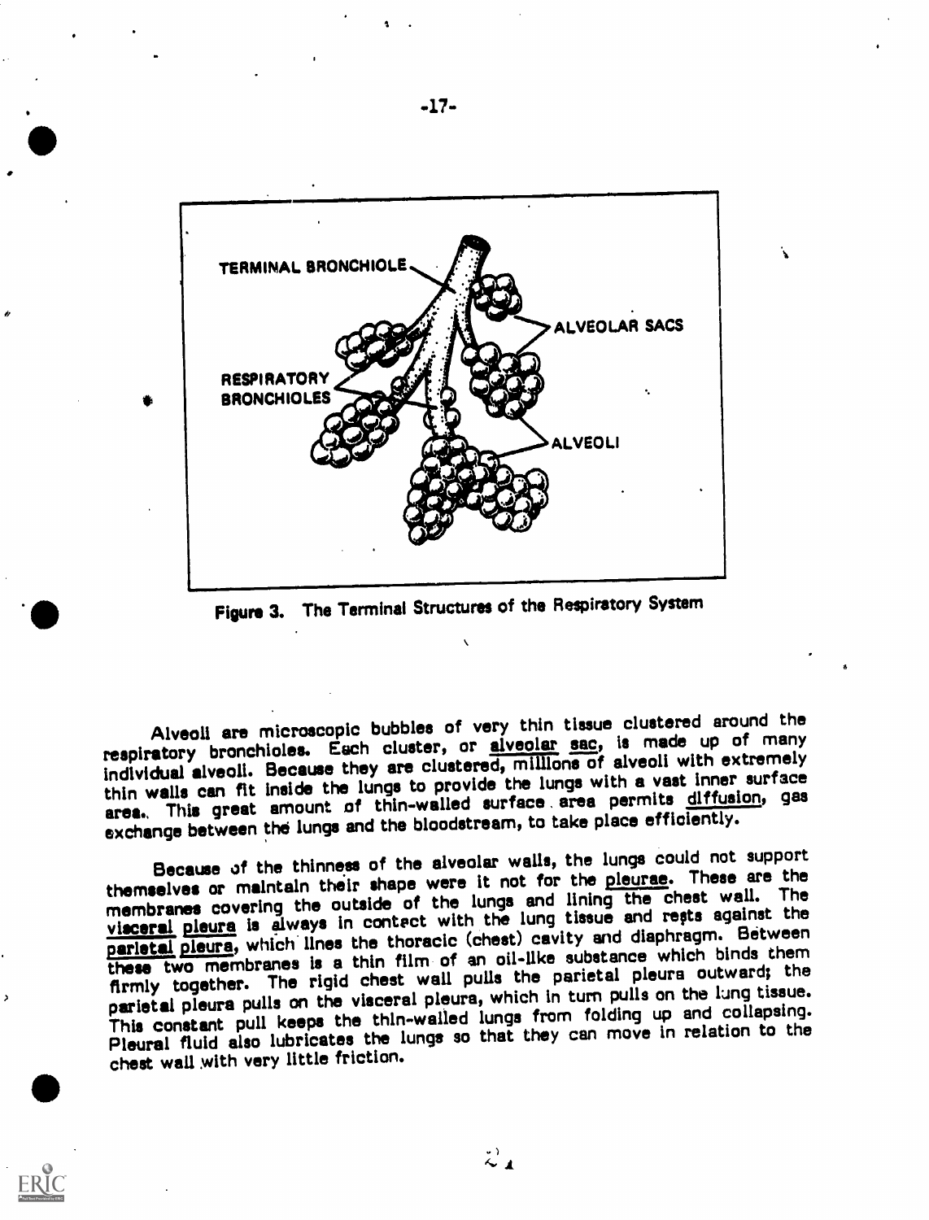Figure 3. The Terminal Structures of the Respiratory System

Alveoli are microscopic bubbles of very thin tissue clustered around the respiratory bronchioles. Each cluster, or alveolar sac, is made up of many individual alveoli. Because they are clustered, millions of alveoli with extremely thin walls can fit inside the lungs to provide the lungs with a vast inner surface area. This great amount of thin-walled surface area permits diffusion, gas exchange between the lungs and the bloodstream, to take place efficiently.

Because of the thinness of the alveolar walls, the lungs could not support themselves or maintain their shape were it not for the pleurae. These are the membranes covering the outside of the lungs and lining the chest wall. The visceral pleura is always in contact with the lung tissue and rests against the parietal pleura, which lines the thoracic (chest) cavity and diaphragm. Between these two membranes is a thin film of an oil-like substance which binds them firmly together. The rigid chest wall pulls the parietal pleura outward; the parietal pleura pulls on the visceral pleura, which in turn pulls on the lung tissue. This constant pull keeps the thin-walled lungs from folding up and collapsing. Pleural fluid also lubricates the lungs so that they can move in relation to the chest wall with very little friction.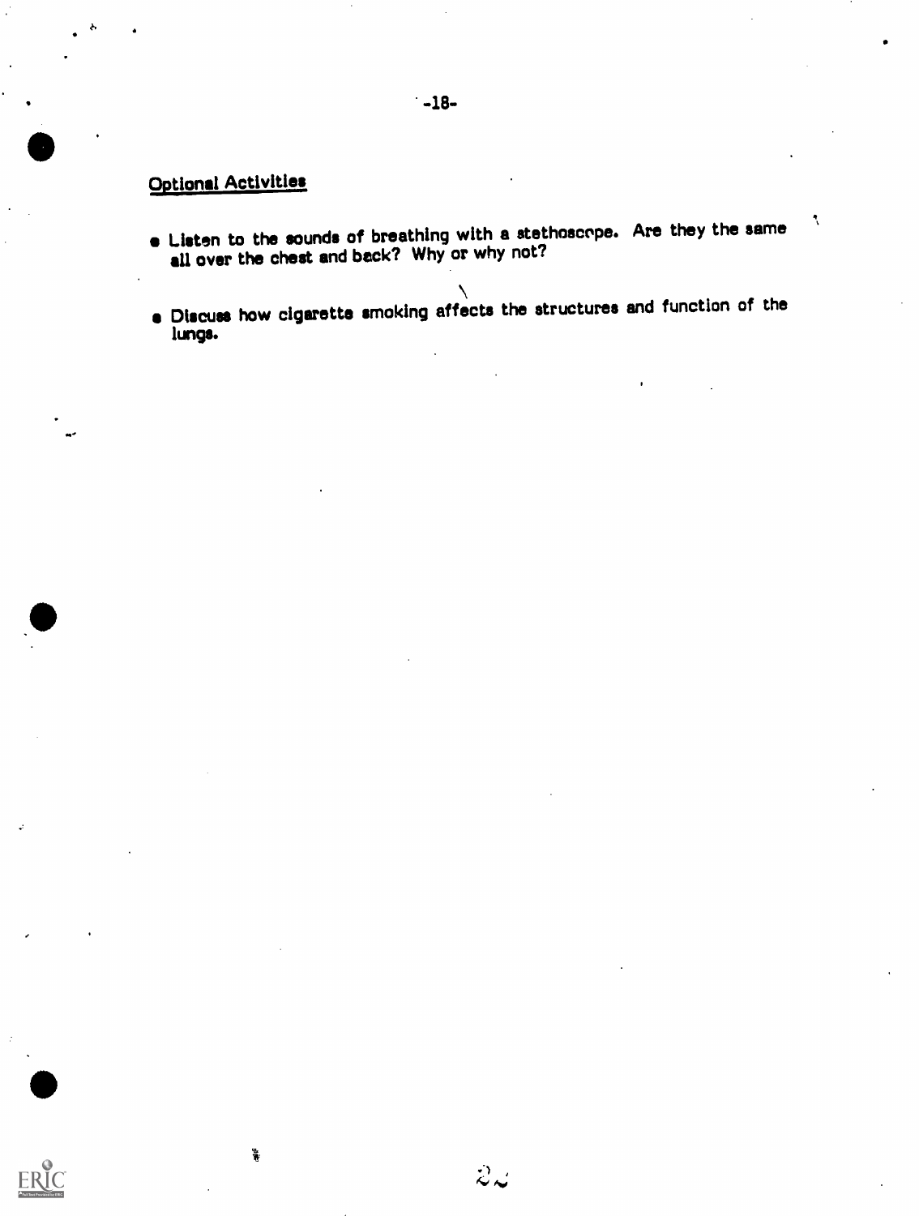## Optional Activities

- Listen to the sounds of breathing with a stethoscope. Are they the same all over the chest and back? Why or why not?
- Discuss how cigarette smoking affects the structures and function of the lungs.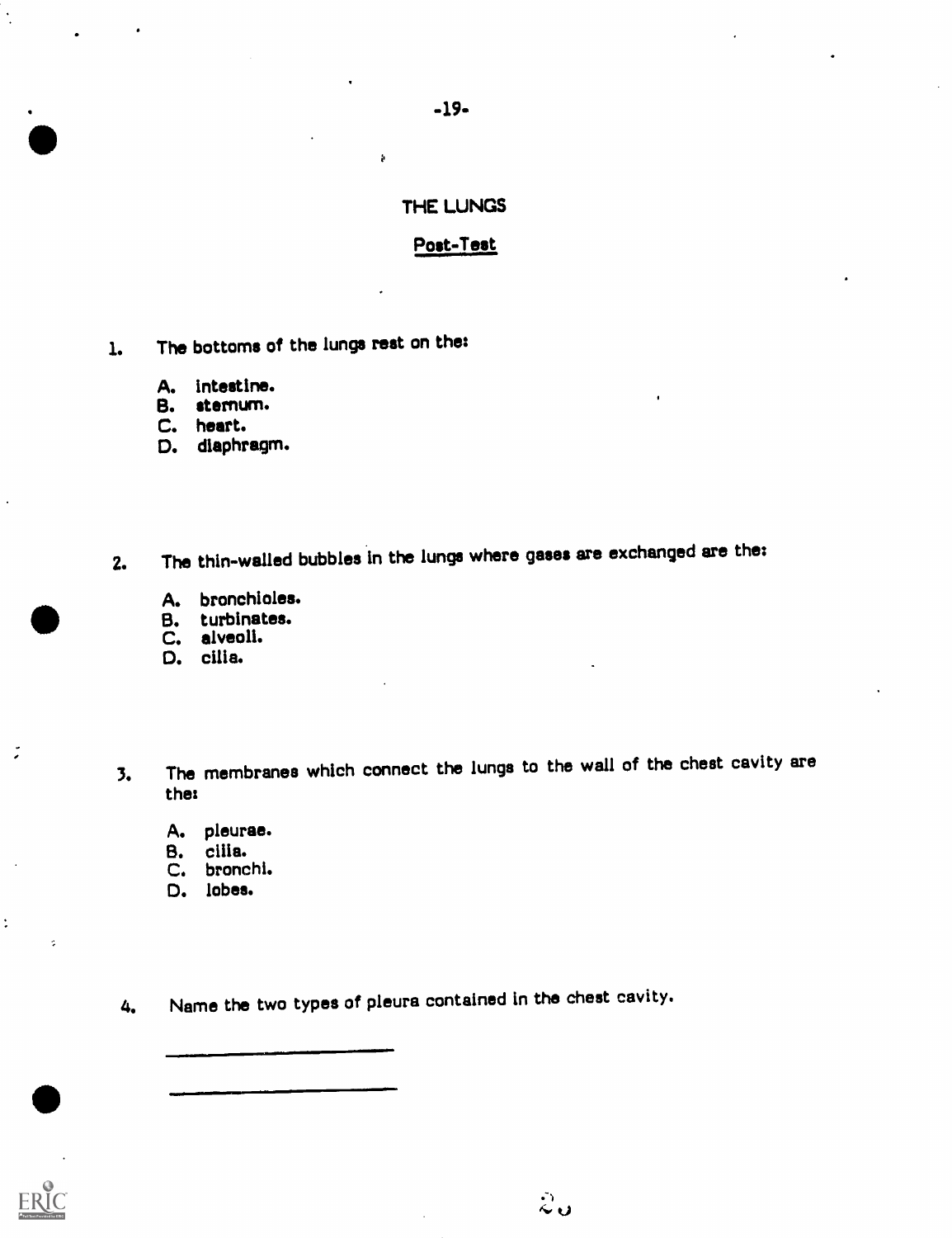# THE LUNGS

## Post-Test

1. The bottoms of the lungs rest on the:

   A. intestine.
   B. sternum.
   C. heart.
   D. diaphragm.

2. The thin-walled bubbles in the lungs where gases are exchanged are the:

   A. bronchioles.
   B. turbinates.
   C. alveoli.
   D. cilia.

3. The membranes which connect the lungs to the wall of the chest cavity are the:

   A. pleurae.
   B. cilia.
   C. bronchi.
   D. lobes.

4. Name the two types of pleura contained in the chest cavity.

   ____________________

   ____________________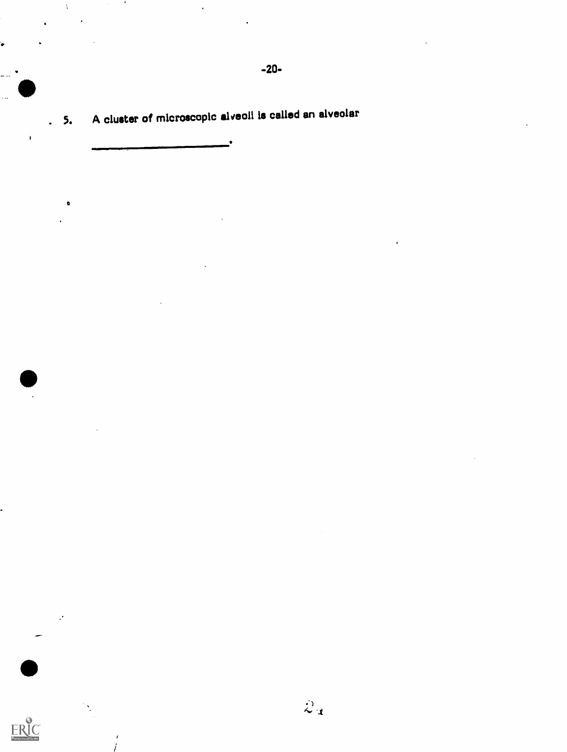5. A cluster of microscopic alveoli is called an alveolar

_______________________.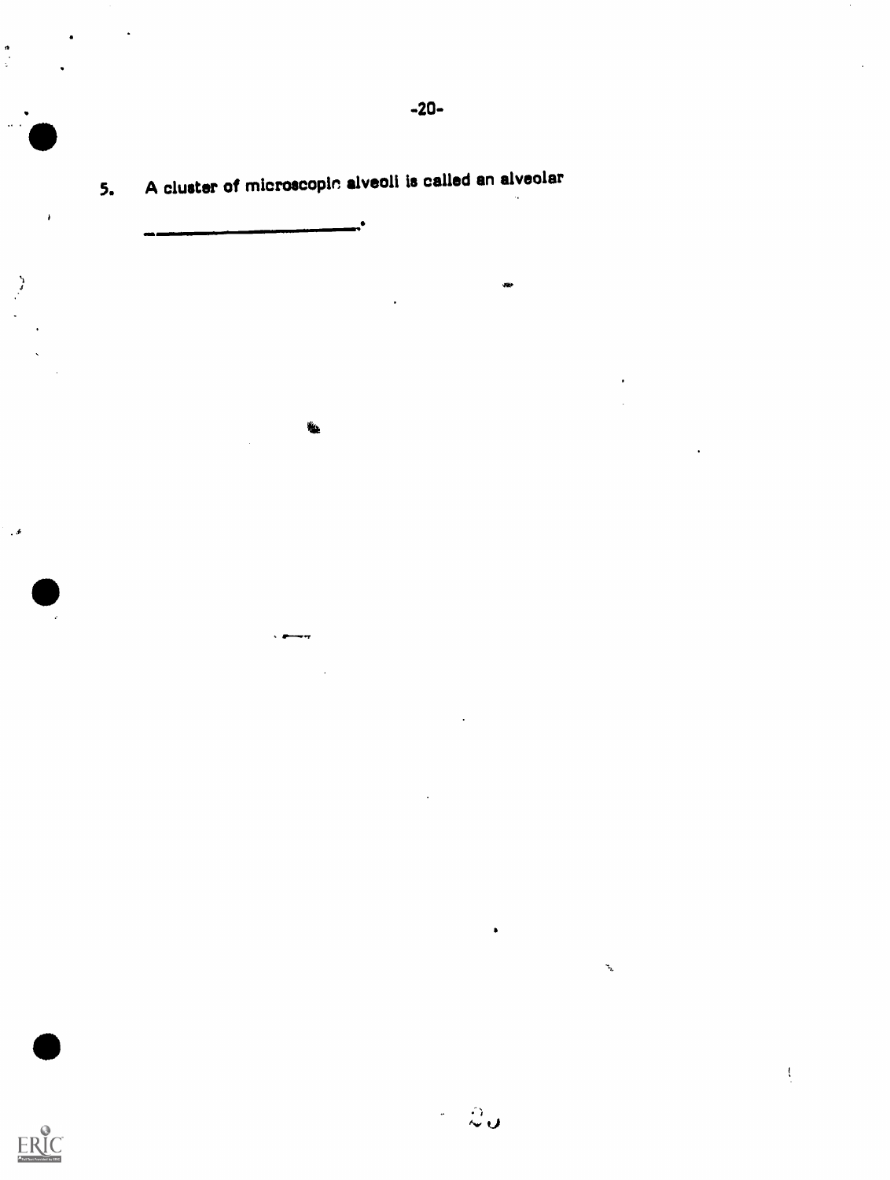5. A cluster of microscopic alveoli is called an alveolar

\_\_\_\_\_\_\_\_\_\_\_\_\_\_\_\_\_\_\_\_\_\_\_\_.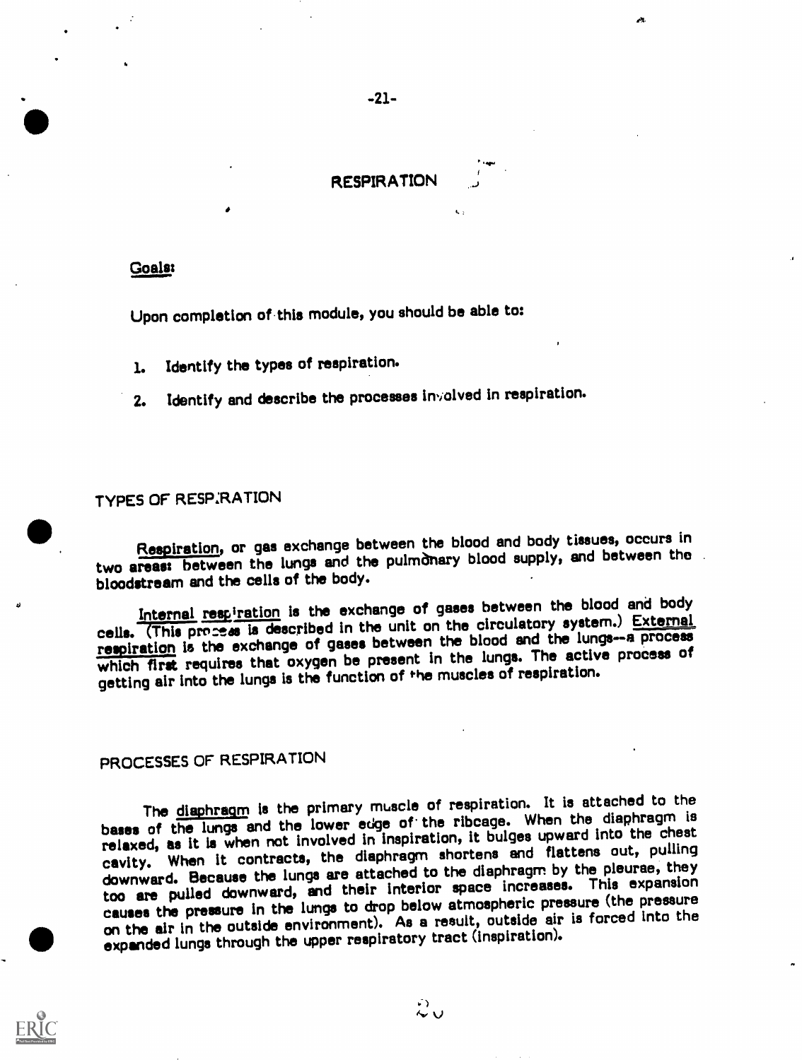# RESPIRATION

## Goals:

Upon completion of this module, you should be able to:

1. Identify the types of respiration.
2. Identify and describe the processes involved in respiration.

## TYPES OF RESPIRATION

Respiration, or gas exchange between the blood and body tissues, occurs in two areas: between the lungs and the pulmonary blood supply, and between the bloodstream and the cells of the body.

Internal respiration is the exchange of gases between the blood and body cells. (This process is described in the unit on the circulatory system.) External respiration is the exchange of gases between the blood and the lungs--a process which first requires that oxygen be present in the lungs. The active process of getting air into the lungs is the function of the muscles of respiration.

## PROCESSES OF RESPIRATION

The diaphragm is the primary muscle of respiration. It is attached to the bases of the lungs and the lower edge of the ribcage. When the diaphragm is relaxed, as it is when not involved in inspiration, it bulges upward into the chest cavity. When it contracts, the diaphragm shortens and flattens out, pulling downward. Because the lungs are attached to the diaphragm by the pleurae, they too are pulled downward, and their interior space increases. This expansion causes the pressure in the lungs to drop below atmospheric pressure (the pressure on the air in the outside environment). As a result, outside air is forced into the expanded lungs through the upper respiratory tract (inspiration).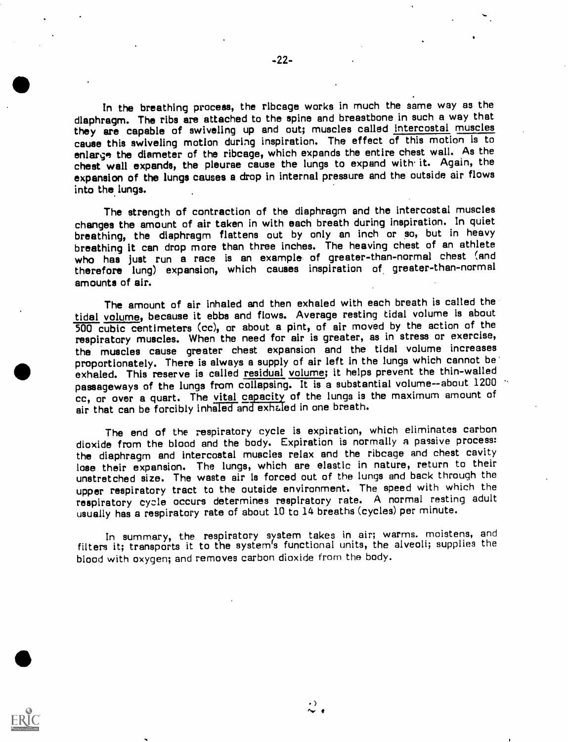In the breathing process, the ribcage works in much the same way as the diaphragm. The ribs are attached to the spine and breastbone in such a way that they are capable of swiveling up and out; muscles called <u>intercostal muscles</u> cause this swiveling motion during inspiration. The effect of this motion is to enlarge the diameter of the ribcage, which expands the entire chest wall. As the chest wall expands, the pleurae cause the lungs to expand with it. Again, the expansion of the lungs causes a drop in internal pressure and the outside air flows into the lungs.

The strength of contraction of the diaphragm and the intercostal muscles changes the amount of air taken in with each breath during inspiration. In quiet breathing, the diaphragm flattens out by only an inch or so, but in heavy breathing it can drop more than three inches. The heaving chest of an athlete who has just run a race is an example of greater-than-normal chest (and therefore lung) expansion, which causes inspiration of greater-than-normal amounts of air.

The amount of air inhaled and then exhaled with each breath is called the <u>tidal volume</u>, because it ebbs and flows. Average resting tidal volume is about 500 cubic centimeters (cc), or about a pint, of air moved by the action of the respiratory muscles. When the need for air is greater, as in stress or exercise, the muscles cause greater chest expansion and the tidal volume increases proportionately. There is always a supply of air left in the lungs which cannot be exhaled. This reserve is called <u>residual volume</u>; it helps prevent the thin-walled passageways of the lungs from collapsing. It is a substantial volume--about 1200 cc, or over a quart. The <u>vital capacity</u> of the lungs is the maximum amount of air that can be forcibly inhaled and exhaled in one breath.

The end of the respiratory cycle is expiration, which eliminates carbon dioxide from the blood and the body. Expiration is normally a passive process: the diaphragm and intercostal muscles relax and the ribcage and chest cavity lose their expansion. The lungs, which are elastic in nature, return to their unstretched size. The waste air is forced out of the lungs and back through the upper respiratory tract to the outside environment. The speed with which the respiratory cycle occurs determines respiratory rate. A normal resting adult usually has a respiratory rate of about 10 to 14 breaths (cycles) per minute.

In summary, the respiratory system takes in air; warms. moistens, and filters it; transports it to the system's functional units, the alveoli; supplies the blood with oxygen; and removes carbon dioxide from the body.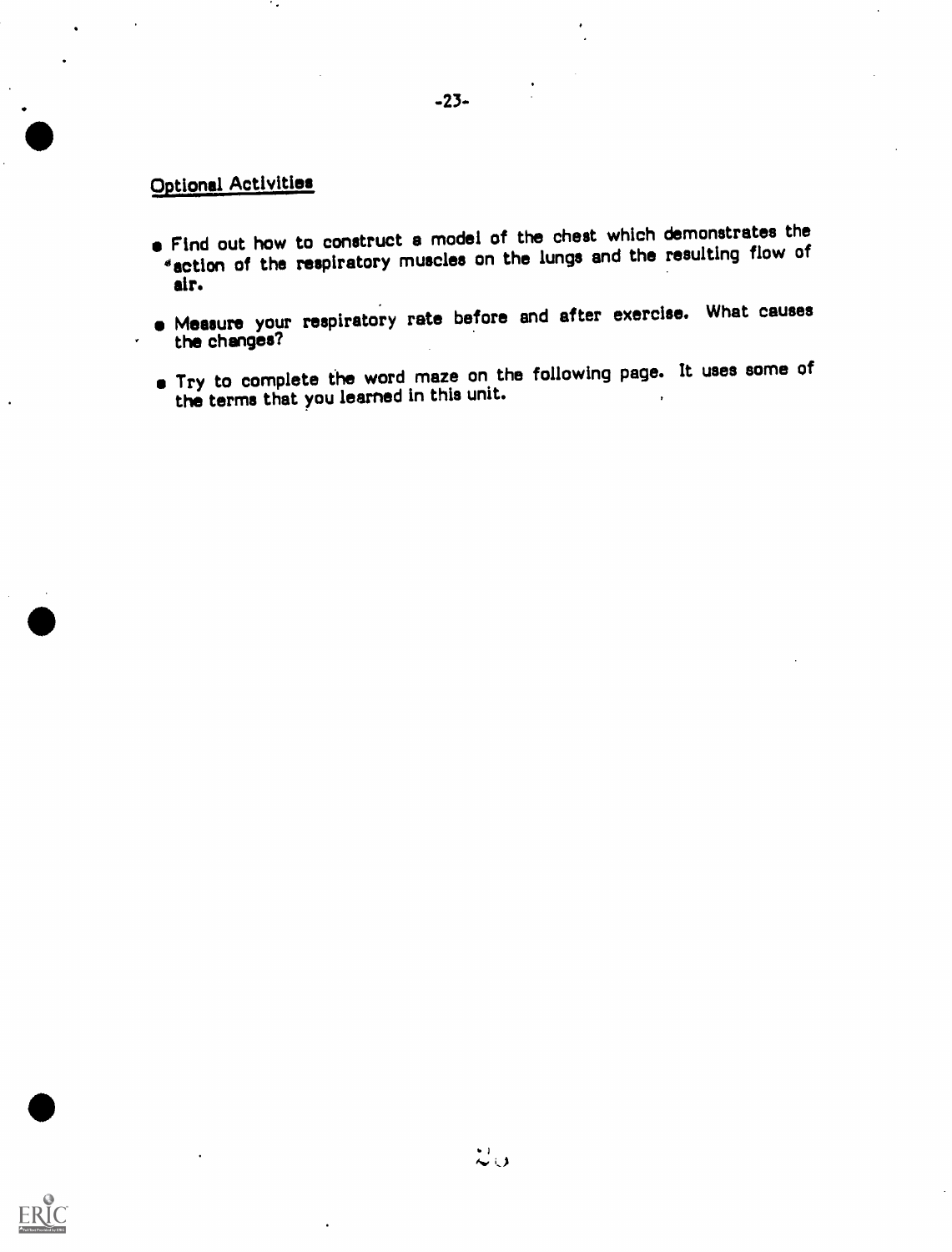## Optional Activities

- Find out how to construct a model of the chest which demonstrates the action of the respiratory muscles on the lungs and the resulting flow of air.
- Measure your respiratory rate before and after exercise. What causes the changes?
- Try to complete the word maze on the following page. It uses some of the terms that you learned in this unit.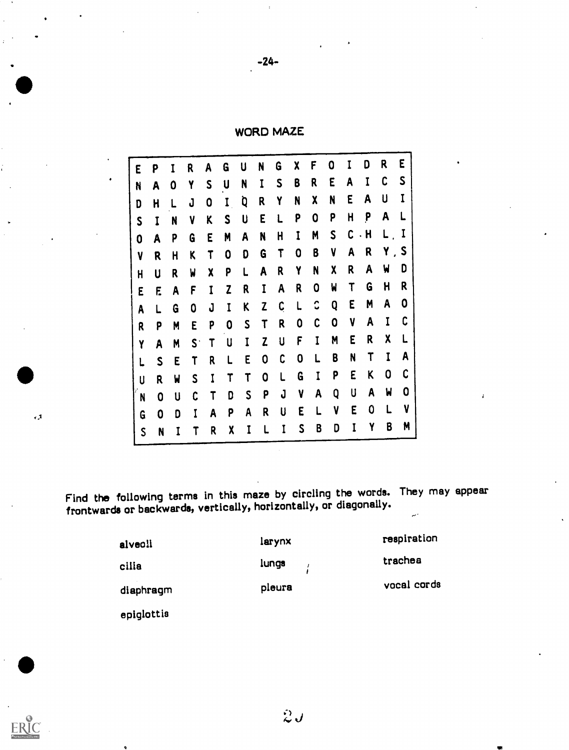## WORD MAZE

```
E P I R A G U N G X F O I D R E
N A O Y S U N I S B R E A I C S
D H L J O I Q R Y N X N E A U I
S I N V K S U E L P O P H P A L
O A P G E M A N H I M S C H L I
V R H K T O D G T O B V A R Y S
H U R W X P L A R Y N X R A W D
E E A F I Z R I A R O W T G H R
A L G O J I K Z C L C Q E M A O
R P M E P O S T R O C O V A I C
Y A M S T U I Z U F I M E R X L
L S E T R L E O C O L B N T I A
U R W S I T T O L G I P E K O C
N O U C T D S P J V A Q U A W O
G O D I A P A R U E L V E O L V
S N I T R X I L I S B D I Y B M
```

Find the following terms in this maze by circling the words. They may appear frontwards or backwards, vertically, horizontally, or diagonally.

| | | |
|---|---|---|
| alveoli | larynx | respiration |
| cilia | lungs | trachea |
| diaphragm | pleura | vocal cords |
| epiglottis | | |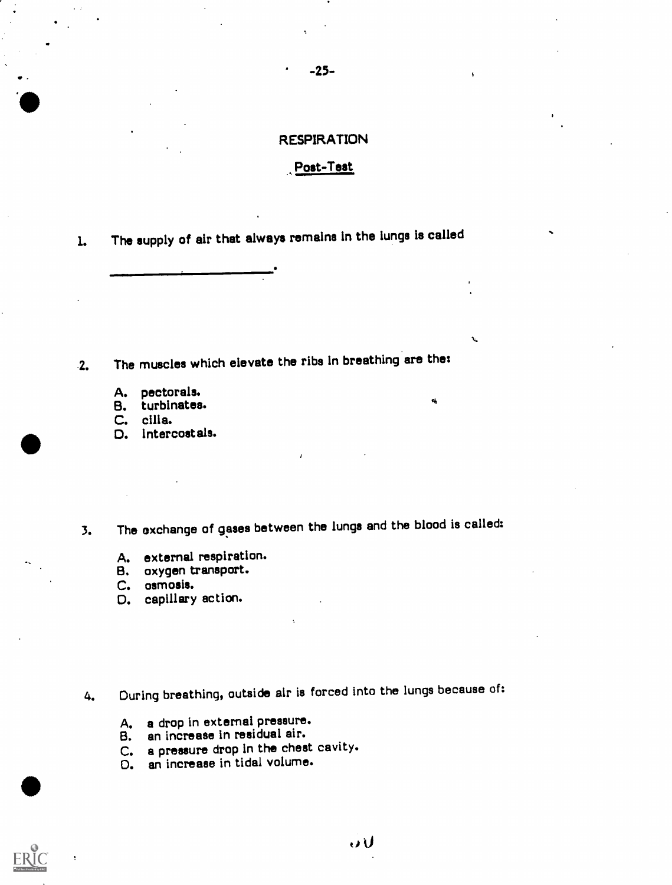# RESPIRATION

## Post-Test

1. The supply of air that always remains in the lungs is called

   ________________________.

2. The muscles which elevate the ribs in breathing are the:

   A. pectorals.
   B. turbinates.
   C. cilia.
   D. intercostals.

3. The exchange of gases between the lungs and the blood is called:

   A. external respiration.
   B. oxygen transport.
   C. osmosis.
   D. capillary action.

4. During breathing, outside air is forced into the lungs because of:

   A. a drop in external pressure.
   B. an increase in residual air.
   C. a pressure drop in the chest cavity.
   D. an increase in tidal volume.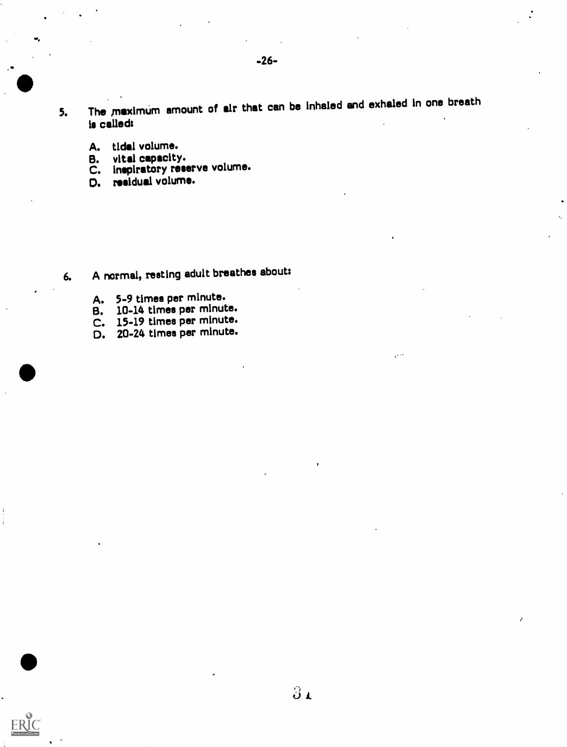5. The maximum amount of air that can be inhaled and exhaled in one breath is called:

   A. tidal volume.
   B. vital capacity.
   C. inspiratory reserve volume.
   D. residual volume.

6. A normal, resting adult breathes about:

   A. 5-9 times per minute.
   B. 10-14 times per minute.
   C. 15-19 times per minute.
   D. 20-24 times per minute.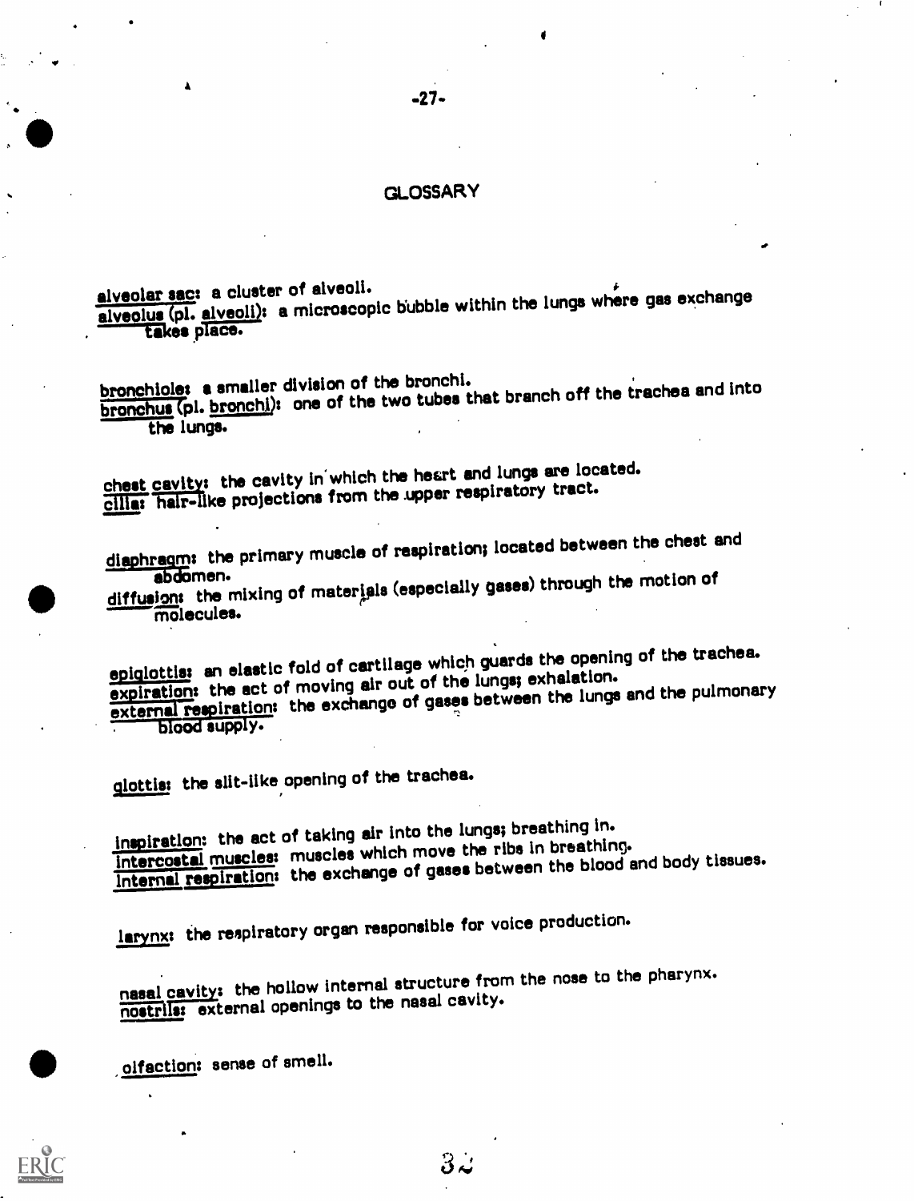## GLOSSARY

alveolar sac: a cluster of alveoli.
alveolus (pl. alveoli): a microscopic bubble within the lungs where gas exchange takes place.

bronchiole: a smaller division of the bronchi.
bronchus (pl. bronchi): one of the two tubes that branch off the trachea and into the lungs.

chest cavity: the cavity in which the heart and lungs are located.
cilia: hair-like projections from the upper respiratory tract.

diaphragm: the primary muscle of respiration; located between the chest and abdomen.
diffusion: the mixing of materials (especially gases) through the motion of molecules.

epiglottis: an elastic fold of cartilage which guards the opening of the trachea.
expiration: the act of moving air out of the lungs; exhalation.
external respiration: the exchange of gases between the lungs and the pulmonary blood supply.

glottis: the slit-like opening of the trachea.

inspiration: the act of taking air into the lungs; breathing in.
intercostal muscles: muscles which move the ribs in breathing.
internal respiration: the exchange of gases between the blood and body tissues.

larynx: the respiratory organ responsible for voice production.

nasal cavity: the hollow internal structure from the nose to the pharynx.
nostrils: external openings to the nasal cavity.

olfaction: sense of smell.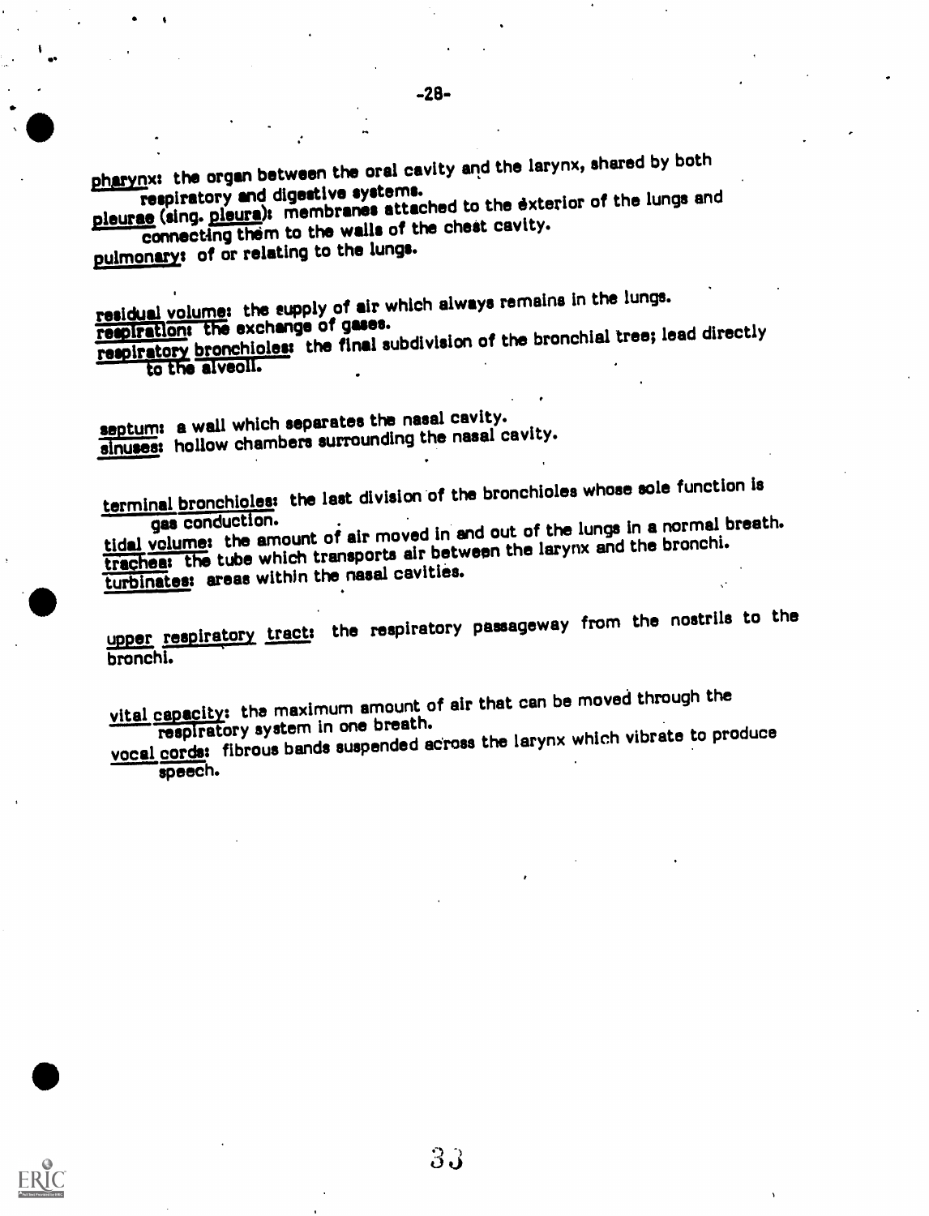pharynx: the organ between the oral cavity and the larynx, shared by both respiratory and digestive systems.
pleurae (sing. pleura): membranes attached to the exterior of the lungs and connecting them to the walls of the chest cavity.
pulmonary: of or relating to the lungs.

residual volume: the supply of air which always remains in the lungs.
respiration: the exchange of gases.
respiratory bronchioles: the final subdivision of the bronchial tree; lead directly to the alveoli.

septum: a wall which separates the nasal cavity.
sinuses: hollow chambers surrounding the nasal cavity.

terminal bronchioles: the last division of the bronchioles whose sole function is gas conduction.
tidal volume: the amount of air moved in and out of the lungs in a normal breath.
trachea: the tube which transports air between the larynx and the bronchi.
turbinates: areas within the nasal cavities.

upper respiratory tract: the respiratory passageway from the nostrils to the bronchi.

vital capacity: the maximum amount of air that can be moved through the respiratory system in one breath.
vocal cords: fibrous bands suspended across the larynx which vibrate to produce speech.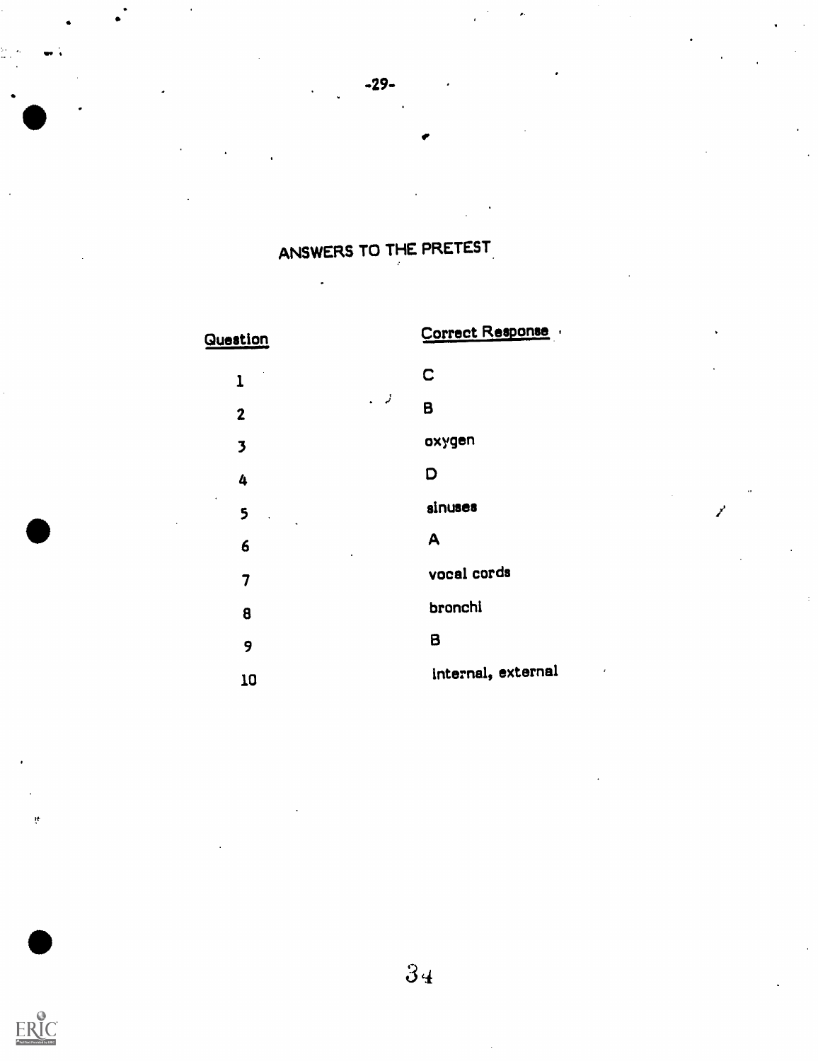## ANSWERS TO THE PRETEST

| Question | Correct Response |
|---|---|
| 1 | C |
| 2 | B |
| 3 | oxygen |
| 4 | D |
| 5 | sinuses |
| 6 | A |
| 7 | vocal cords |
| 8 | bronchi |
| 9 | B |
| 10 | internal, external |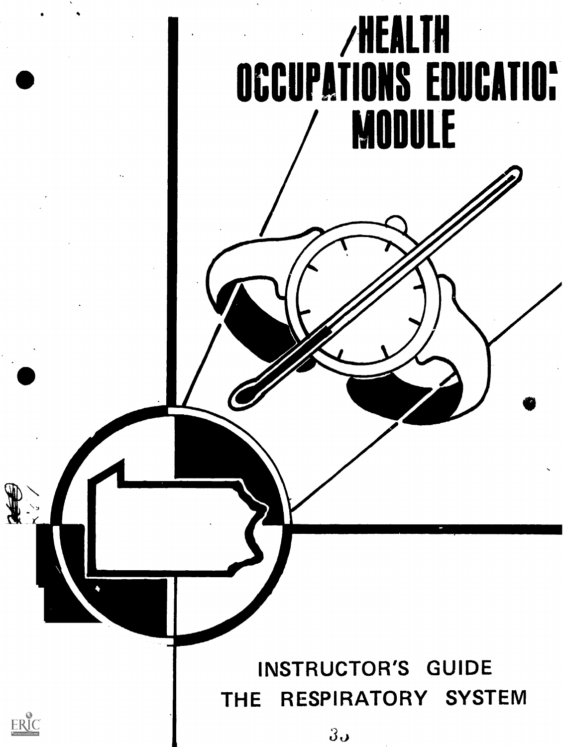# HEALTH OCCUPATIONS EDUCATION MODULE

INSTRUCTOR'S GUIDE

THE RESPIRATORY SYSTEM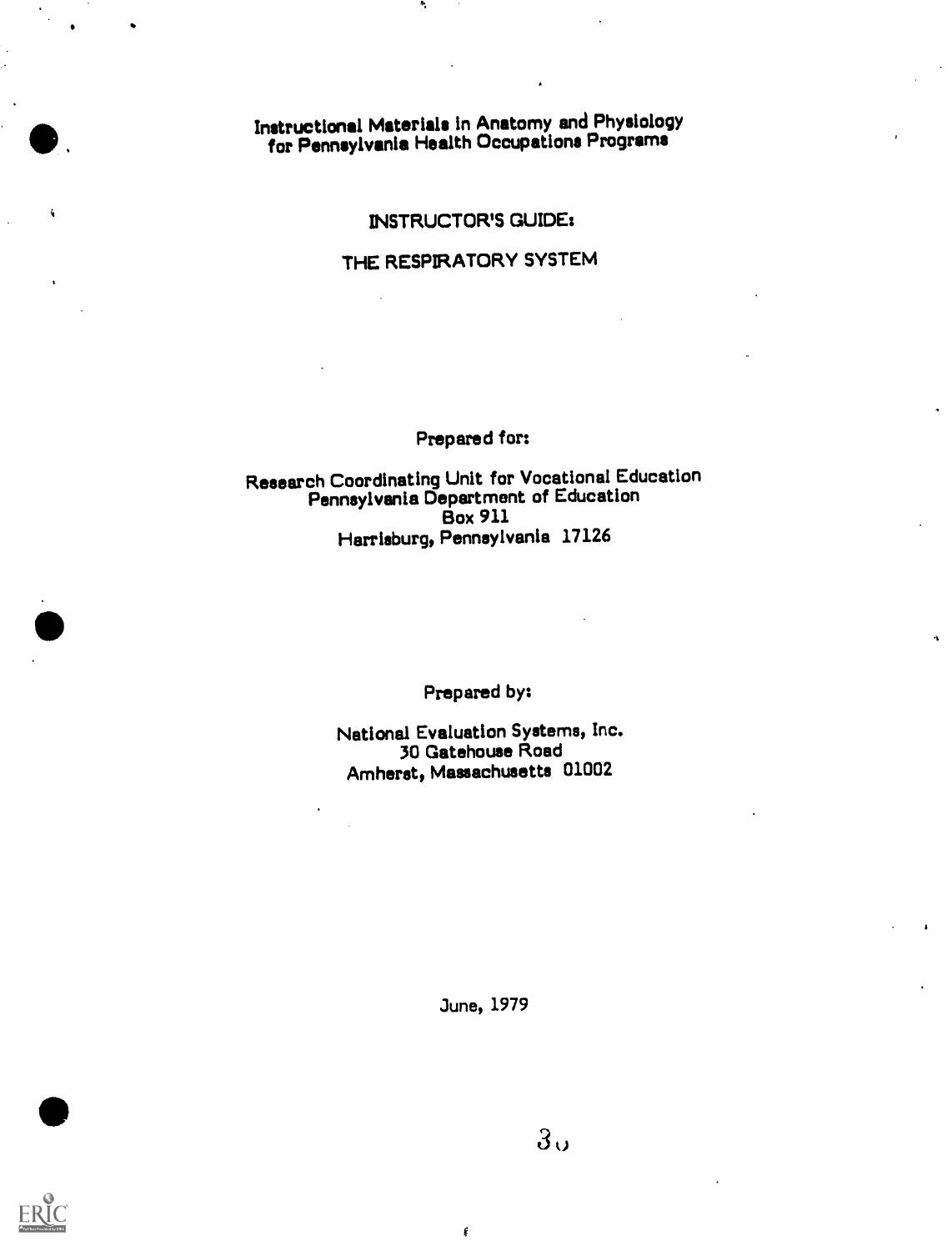Instructional Materials in Anatomy and Physiology for Pennsylvania Health Occupations Programs

# INSTRUCTOR'S GUIDE: THE RESPIRATORY SYSTEM

Prepared for:

Research Coordinating Unit for Vocational Education
Pennsylvania Department of Education
Box 911
Harrisburg, Pennsylvania 17126

Prepared by:

National Evaluation Systems, Inc.
30 Gatehouse Road
Amherst, Massachusetts 01002

June, 1979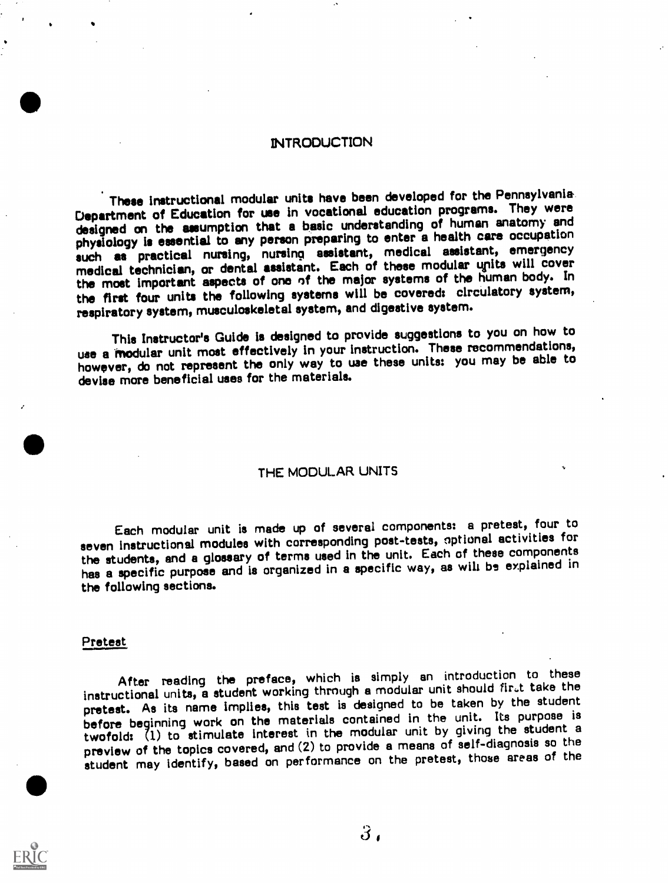## INTRODUCTION

These instructional modular units have been developed for the Pennsylvania Department of Education for use in vocational education programs. They were designed on the assumption that a basic understanding of human anatomy and physiology is essential to any person preparing to enter a health care occupation such as practical nursing, nursing assistant, medical assistant, emergency medical technician, or dental assistant. Each of these modular units will cover the most important aspects of one of the major systems of the human body. In the first four units the following systems will be covered: circulatory system, respiratory system, musculoskeletal system, and digestive system.

This Instructor's Guide is designed to provide suggestions to you on how to use a modular unit most effectively in your instruction. These recommendations, however, do not represent the only way to use these units: you may be able to devise more beneficial uses for the materials.

## THE MODULAR UNITS

Each modular unit is made up of several components: a pretest, four to seven instructional modules with corresponding post-tests, optional activities for the students, and a glossary of terms used in the unit. Each of these components has a specific purpose and is organized in a specific way, as will be explained in the following sections.

### Pretest

After reading the preface, which is simply an introduction to these instructional units, a student working through a modular unit should first take the pretest. As its name implies, this test is designed to be taken by the student before beginning work on the materials contained in the unit. Its purpose is twofold: (1) to stimulate interest in the modular unit by giving the student a preview of the topics covered, and (2) to provide a means of self-diagnosis so the student may identify, based on performance on the pretest, those areas of the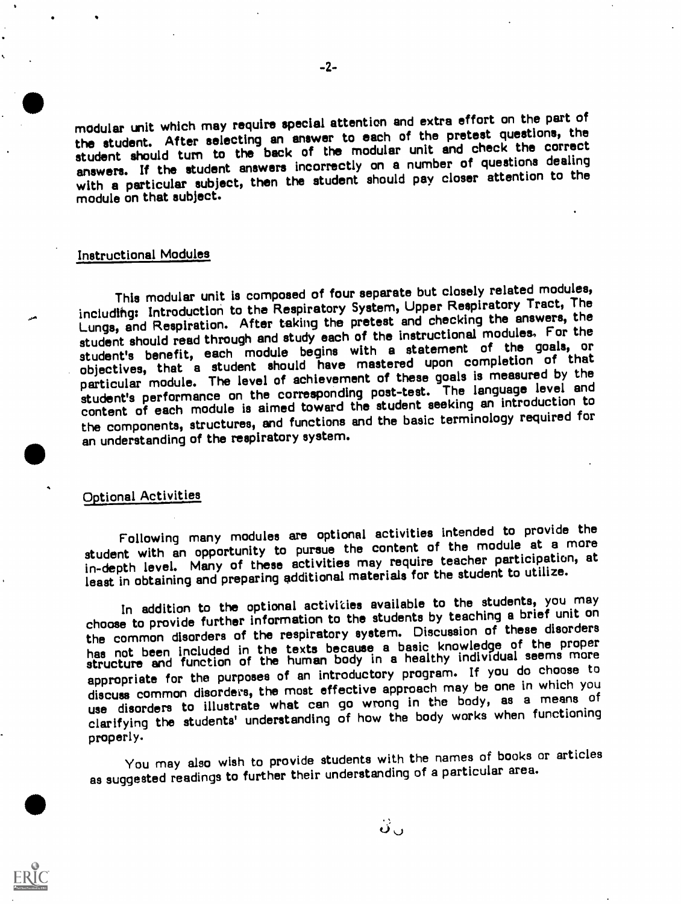modular unit which may require special attention and extra effort on the part of the student. After selecting an answer to each of the pretest questions, the student should turn to the back of the modular unit and check the correct answers. If the student answers incorrectly on a number of questions dealing with a particular subject, then the student should pay closer attention to the module on that subject.

## Instructional Modules

This modular unit is composed of four separate but closely related modules, including: Introduction to the Respiratory System, Upper Respiratory Tract, The Lungs, and Respiration. After taking the pretest and checking the answers, the student should read through and study each of the instructional modules. For the student's benefit, each module begins with a statement of the goals, or objectives, that a student should have mastered upon completion of that particular module. The level of achievement of these goals is measured by the student's performance on the corresponding post-test. The language level and content of each module is aimed toward the student seeking an introduction to the components, structures, and functions and the basic terminology required for an understanding of the respiratory system.

## Optional Activities

Following many modules are optional activities intended to provide the student with an opportunity to pursue the content of the module at a more in-depth level. Many of these activities may require teacher participation, at least in obtaining and preparing additional materials for the student to utilize.

In addition to the optional activities available to the students, you may choose to provide further information to the students by teaching a brief unit on the common disorders of the respiratory system. Discussion of these disorders has not been included in the texts because a basic knowledge of the proper structure and function of the human body in a healthy individual seems more appropriate for the purposes of an introductory program. If you do choose to discuss common disorders, the most effective approach may be one in which you use disorders to illustrate what can go wrong in the body, as a means of clarifying the students' understanding of how the body works when functioning properly.

You may also wish to provide students with the names of books or articles as suggested readings to further their understanding of a particular area.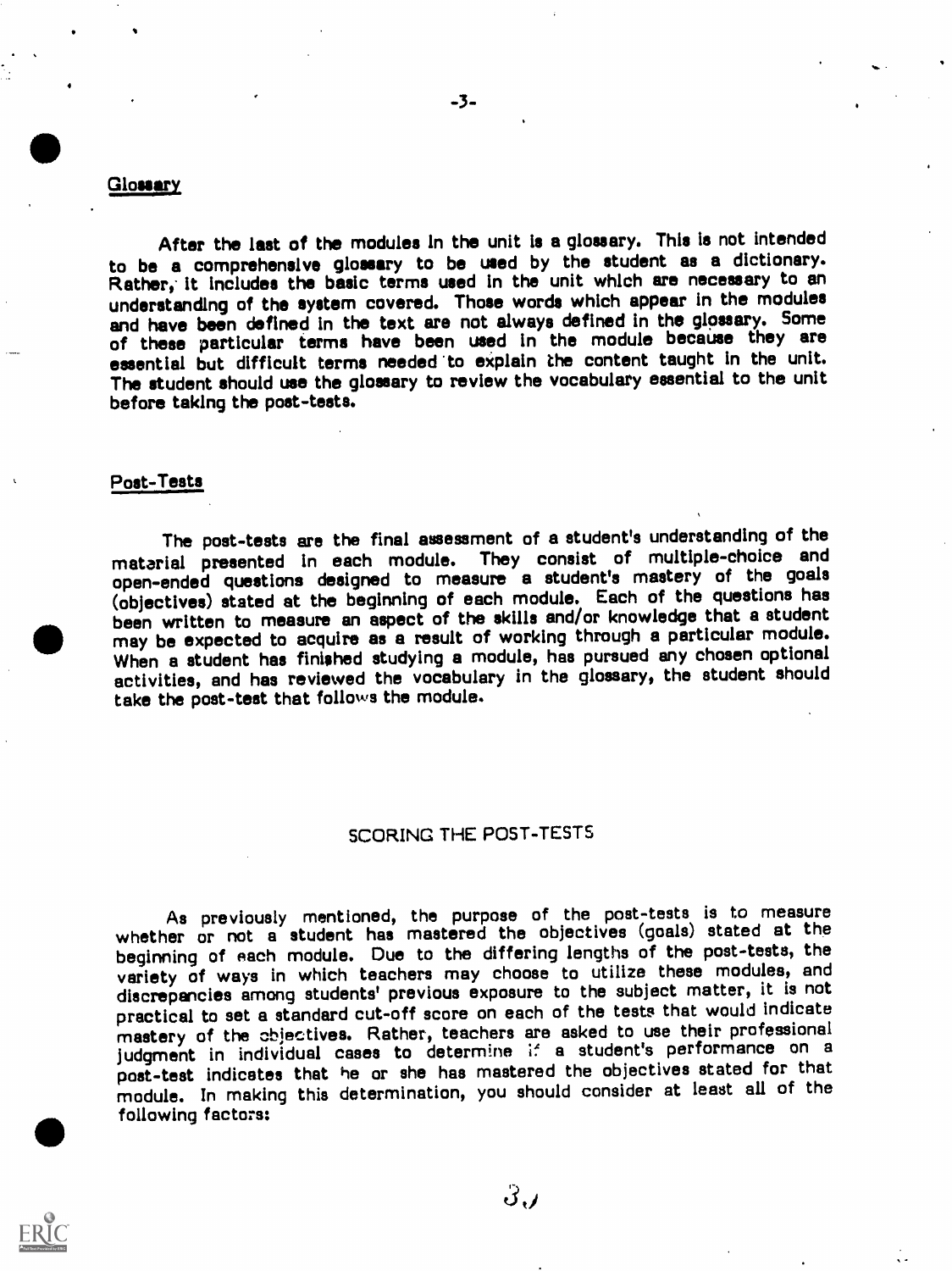## Glossary

After the last of the modules in the unit is a glossary. This is not intended to be a comprehensive glossary to be used by the student as a dictionary. Rather, it includes the basic terms used in the unit which are necessary to an understanding of the system covered. Those words which appear in the modules and have been defined in the text are not always defined in the glossary. Some of these particular terms have been used in the module because they are essential but difficult terms needed to explain the content taught in the unit. The student should use the glossary to review the vocabulary essential to the unit before taking the post-tests.

## Post-Tests

The post-tests are the final assessment of a student's understanding of the material presented in each module. They consist of multiple-choice and open-ended questions designed to measure a student's mastery of the goals (objectives) stated at the beginning of each module. Each of the questions has been written to measure an aspect of the skills and/or knowledge that a student may be expected to acquire as a result of working through a particular module. When a student has finished studying a module, has pursued any chosen optional activities, and has reviewed the vocabulary in the glossary, the student should take the post-test that follows the module.

## SCORING THE POST-TESTS

As previously mentioned, the purpose of the post-tests is to measure whether or not a student has mastered the objectives (goals) stated at the beginning of each module. Due to the differing lengths of the post-tests, the variety of ways in which teachers may choose to utilize these modules, and discrepancies among students' previous exposure to the subject matter, it is not practical to set a standard cut-off score on each of the tests that would indicate mastery of the objectives. Rather, teachers are asked to use their professional judgment in individual cases to determine if a student's performance on a post-test indicates that he or she has mastered the objectives stated for that module. In making this determination, you should consider at least all of the following factors: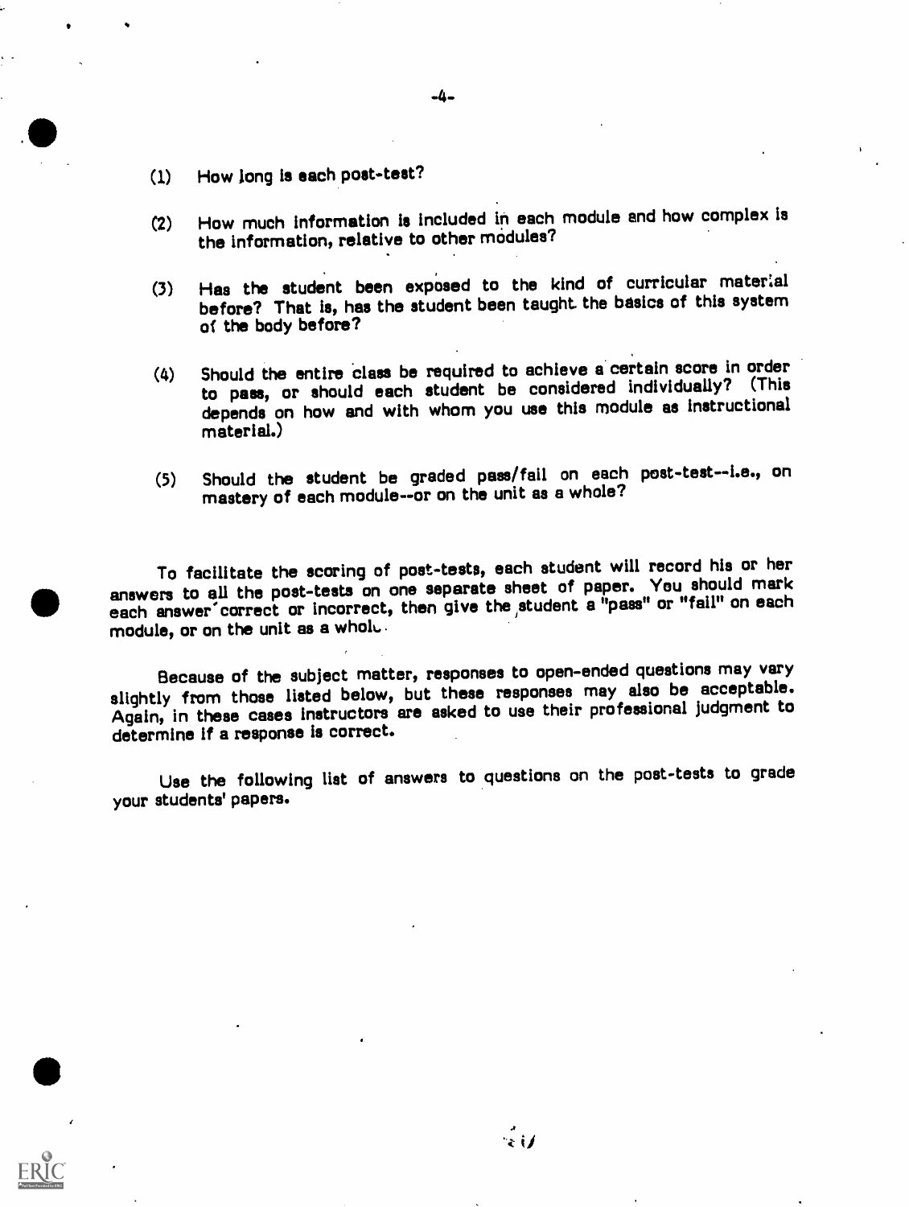(1) How long is each post-test?

(2) How much information is included in each module and how complex is the information, relative to other modules?

(3) Has the student been exposed to the kind of curricular material before? That is, has the student been taught the basics of this system of the body before?

(4) Should the entire class be required to achieve a certain score in order to pass, or should each student be considered individually? (This depends on how and with whom you use this module as instructional material.)

(5) Should the student be graded pass/fail on each post-test--i.e., on mastery of each module--or on the unit as a whole?

To facilitate the scoring of post-tests, each student will record his or her answers to all the post-tests on one separate sheet of paper. You should mark each answer correct or incorrect, then give the student a "pass" or "fail" on each module, or on the unit as a whole.

Because of the subject matter, responses to open-ended questions may vary slightly from those listed below, but these responses may also be acceptable. Again, in these cases instructors are asked to use their professional judgment to determine if a response is correct.

Use the following list of answers to questions on the post-tests to grade your students' papers.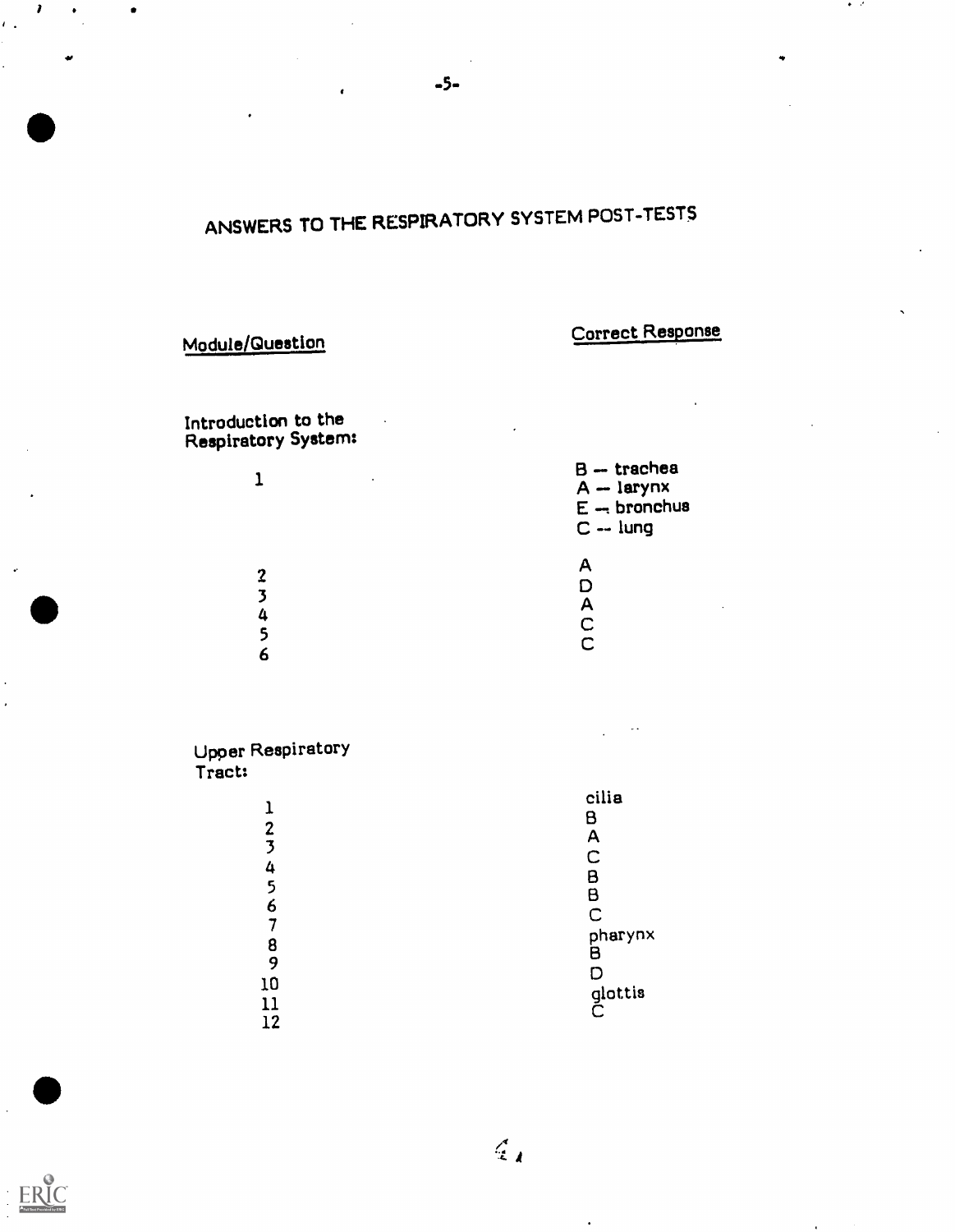# ANSWERS TO THE RESPIRATORY SYSTEM POST-TESTS

| Module/Question | Correct Response |
|---|---|
| **Introduction to the Respiratory System:** | |
| 1 | B -- trachea<br>A -- larynx<br>E -- bronchus<br>C -- lung |
| 2 | A |
| 3 | D |
| 4 | A |
| 5 | C |
| 6 | C |
| **Upper Respiratory Tract:** | |
| 1 | cilia |
| 2 | B |
| 3 | A |
| 4 | C |
| 5 | B |
| 6 | B |
| 7 | C |
| 8 | pharynx |
| 9 | B |
| 10 | D |
| 11 | glottis |
| 12 | C |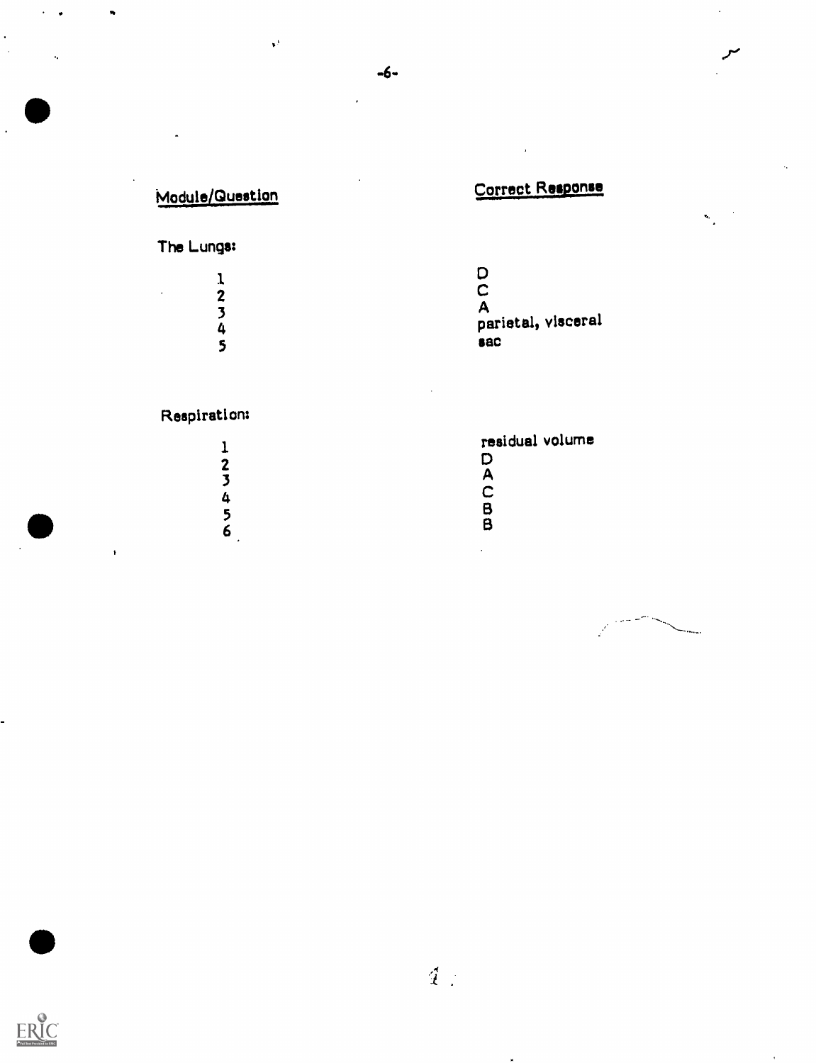| Module/Question | Correct Response |
|---|---|
| The Lungs: | |
| 1 | D |
| 2 | C |
| 3 | A |
| 4 | parietal, visceral |
| 5 | sac |
| Respiration: | |
| 1 | residual volume |
| 2 | D |
| 3 | A |
| 4 | C |
| 5 | B |
| 6 | B |